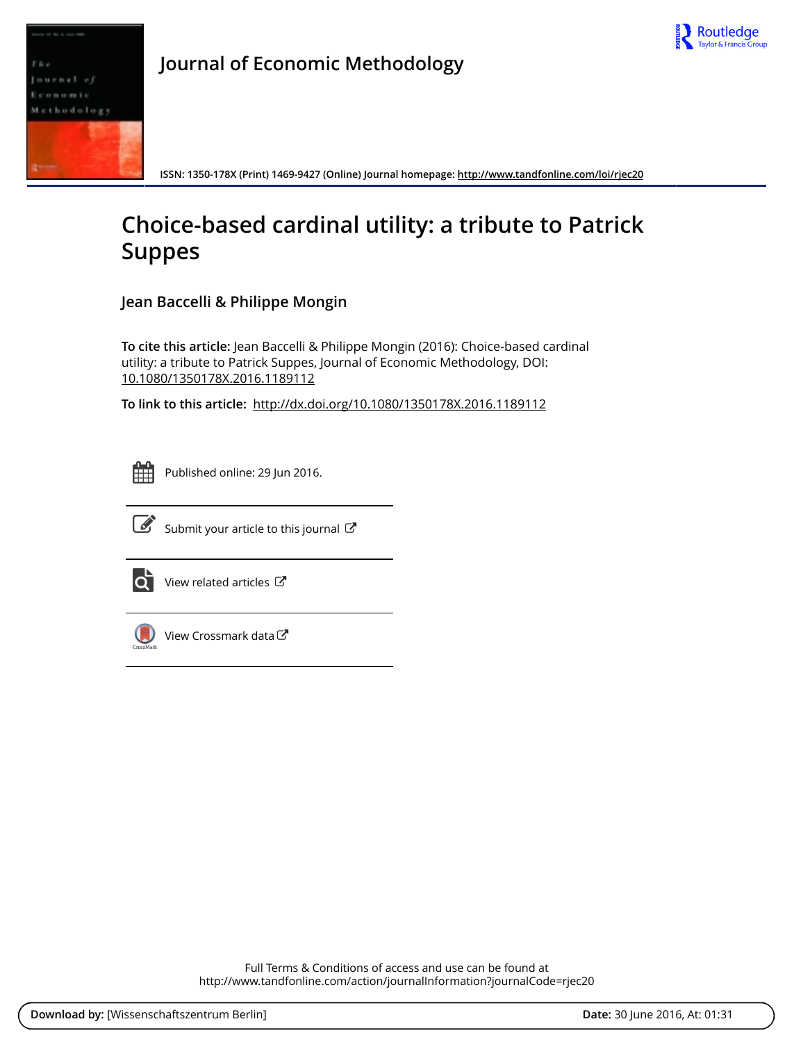Journal of Economic Methodology

ISSN: 1350-178X (Print) 1469-9427 (Online) Journal homepage: http://www.tandfonline.com/loi/rjec20

# Choice-based cardinal utility: a tribute to Patrick Suppes

## Jean Baccelli & Philippe Mongin

**To cite this article:** Jean Baccelli & Philippe Mongin (2016): Choice-based cardinal utility: a tribute to Patrick Suppes, Journal of Economic Methodology, DOI: 10.1080/1350178X.2016.1189112

**To link to this article:** http://dx.doi.org/10.1080/1350178X.2016.1189112

Published online: 29 Jun 2016.

Submit your article to this journal

View related articles

View Crossmark data

Full Terms & Conditions of access and use can be found at
http://www.tandfonline.com/action/journalInformation?journalCode=rjec20

**Download by:** [Wissenschaftszentrum Berlin] **Date:** 30 June 2016, At: 01:31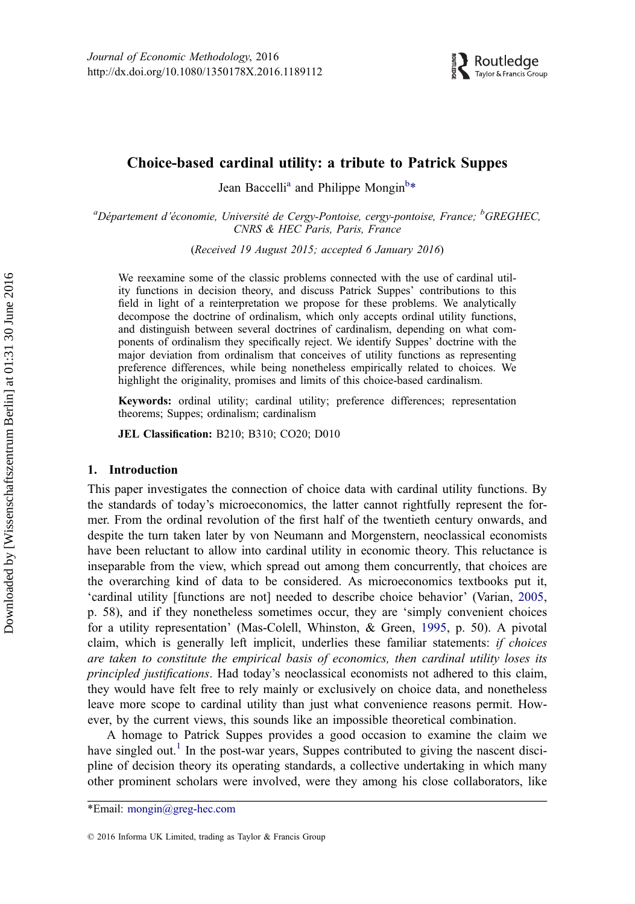# Choice-based cardinal utility: a tribute to Patrick Suppes

Jean Baccelli[a] and Philippe Mongin[b*]

[a]Département d'économie, Université de Cergy-Pontoise, cergy-pontoise, France; [b]GREGHEC, CNRS & HEC Paris, Paris, France

(*Received 19 August 2015; accepted 6 January 2016*)

We reexamine some of the classic problems connected with the use of cardinal utility functions in decision theory, and discuss Patrick Suppes' contributions to this field in light of a reinterpretation we propose for these problems. We analytically decompose the doctrine of ordinalism, which only accepts ordinal utility functions, and distinguish between several doctrines of cardinalism, depending on what components of ordinalism they specifically reject. We identify Suppes' doctrine with the major deviation from ordinalism that conceives of utility functions as representing preference differences, while being nonetheless empirically related to choices. We highlight the originality, promises and limits of this choice-based cardinalism.

**Keywords:** ordinal utility; cardinal utility; preference differences; representation theorems; Suppes; ordinalism; cardinalism

**JEL Classification:** B210; B310; CO20; D010

## 1. Introduction

This paper investigates the connection of choice data with cardinal utility functions. By the standards of today's microeconomics, the latter cannot rightfully represent the former. From the ordinal revolution of the first half of the twentieth century onwards, and despite the turn taken later by von Neumann and Morgenstern, neoclassical economists have been reluctant to allow into cardinal utility in economic theory. This reluctance is inseparable from the view, which spread out among them concurrently, that choices are the overarching kind of data to be considered. As microeconomics textbooks put it, 'cardinal utility [functions are not] needed to describe choice behavior' (Varian, 2005, p. 58), and if they nonetheless sometimes occur, they are 'simply convenient choices for a utility representation' (Mas-Colell, Whinston, & Green, 1995, p. 50). A pivotal claim, which is generally left implicit, underlies these familiar statements: *if choices are taken to constitute the empirical basis of economics, then cardinal utility loses its principled justifications*. Had today's neoclassical economists not adhered to this claim, they would have felt free to rely mainly or exclusively on choice data, and nonetheless leave more scope to cardinal utility than just what convenience reasons permit. However, by the current views, this sounds like an impossible theoretical combination.

A homage to Patrick Suppes provides a good occasion to examine the claim we have singled out.[1] In the post-war years, Suppes contributed to giving the nascent discipline of decision theory its operating standards, a collective undertaking in which many other prominent scholars were involved, were they among his close collaborators, like

*Email: mongin@greg-hec.com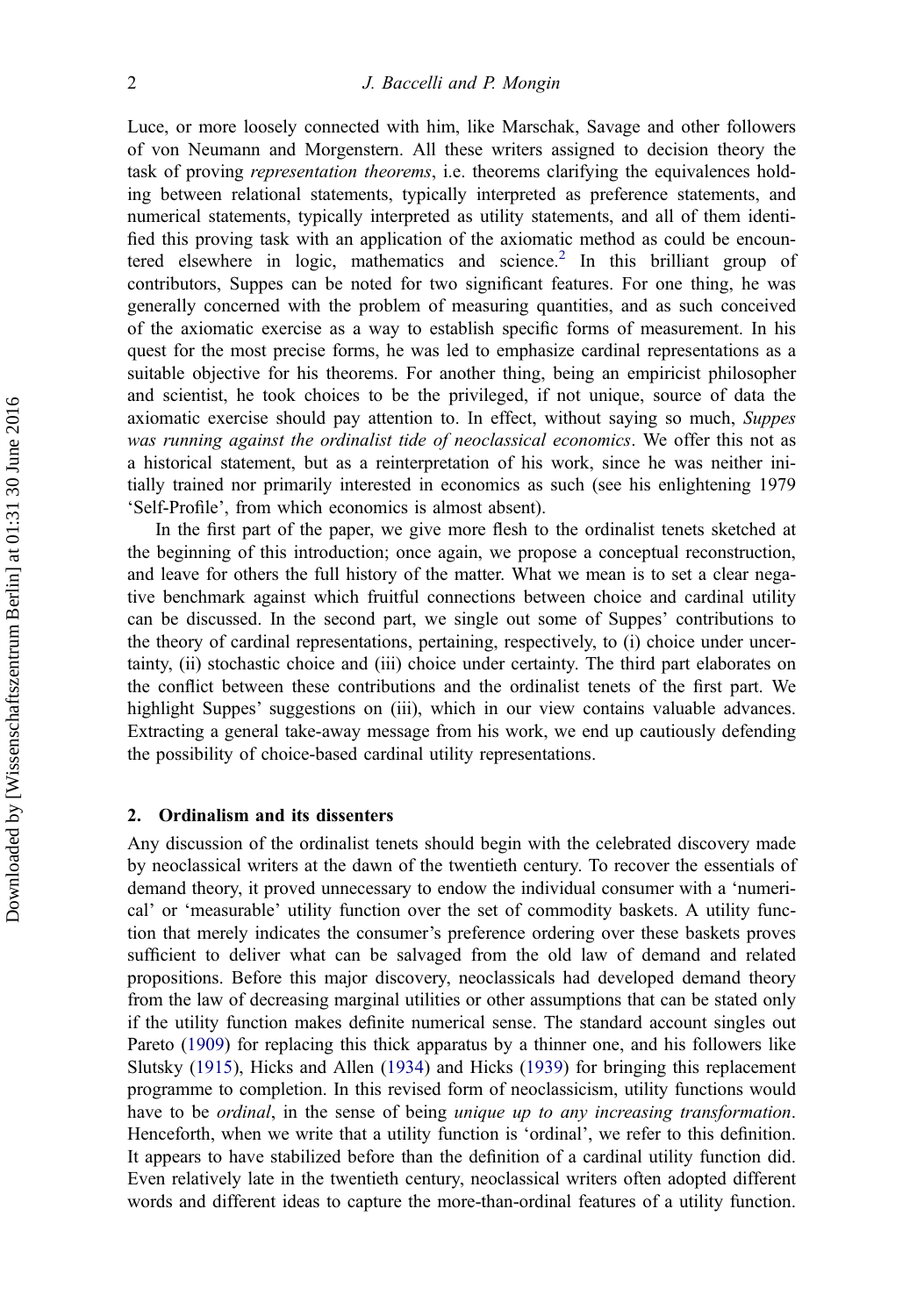Luce, or more loosely connected with him, like Marschak, Savage and other followers of von Neumann and Morgenstern. All these writers assigned to decision theory the task of proving *representation theorems*, i.e. theorems clarifying the equivalences holding between relational statements, typically interpreted as preference statements, and numerical statements, typically interpreted as utility statements, and all of them identified this proving task with an application of the axiomatic method as could be encountered elsewhere in logic, mathematics and science.[2] In this brilliant group of contributors, Suppes can be noted for two significant features. For one thing, he was generally concerned with the problem of measuring quantities, and as such conceived of the axiomatic exercise as a way to establish specific forms of measurement. In his quest for the most precise forms, he was led to emphasize cardinal representations as a suitable objective for his theorems. For another thing, being an empiricist philosopher and scientist, he took choices to be the privileged, if not unique, source of data the axiomatic exercise should pay attention to. In effect, without saying so much, *Suppes was running against the ordinalist tide of neoclassical economics*. We offer this not as a historical statement, but as a reinterpretation of his work, since he was neither initially trained nor primarily interested in economics as such (see his enlightening 1979 'Self-Profile', from which economics is almost absent).

In the first part of the paper, we give more flesh to the ordinalist tenets sketched at the beginning of this introduction; once again, we propose a conceptual reconstruction, and leave for others the full history of the matter. What we mean is to set a clear negative benchmark against which fruitful connections between choice and cardinal utility can be discussed. In the second part, we single out some of Suppes' contributions to the theory of cardinal representations, pertaining, respectively, to (i) choice under uncertainty, (ii) stochastic choice and (iii) choice under certainty. The third part elaborates on the conflict between these contributions and the ordinalist tenets of the first part. We highlight Suppes' suggestions on (iii), which in our view contains valuable advances. Extracting a general take-away message from his work, we end up cautiously defending the possibility of choice-based cardinal utility representations.

## 2. Ordinalism and its dissenters

Any discussion of the ordinalist tenets should begin with the celebrated discovery made by neoclassical writers at the dawn of the twentieth century. To recover the essentials of demand theory, it proved unnecessary to endow the individual consumer with a 'numerical' or 'measurable' utility function over the set of commodity baskets. A utility function that merely indicates the consumer's preference ordering over these baskets proves sufficient to deliver what can be salvaged from the old law of demand and related propositions. Before this major discovery, neoclassicals had developed demand theory from the law of decreasing marginal utilities or other assumptions that can be stated only if the utility function makes definite numerical sense. The standard account singles out Pareto (1909) for replacing this thick apparatus by a thinner one, and his followers like Slutsky (1915), Hicks and Allen (1934) and Hicks (1939) for bringing this replacement programme to completion. In this revised form of neoclassicism, utility functions would have to be *ordinal*, in the sense of being *unique up to any increasing transformation*. Henceforth, when we write that a utility function is 'ordinal', we refer to this definition. It appears to have stabilized before than the definition of a cardinal utility function did. Even relatively late in the twentieth century, neoclassical writers often adopted different words and different ideas to capture the more-than-ordinal features of a utility function.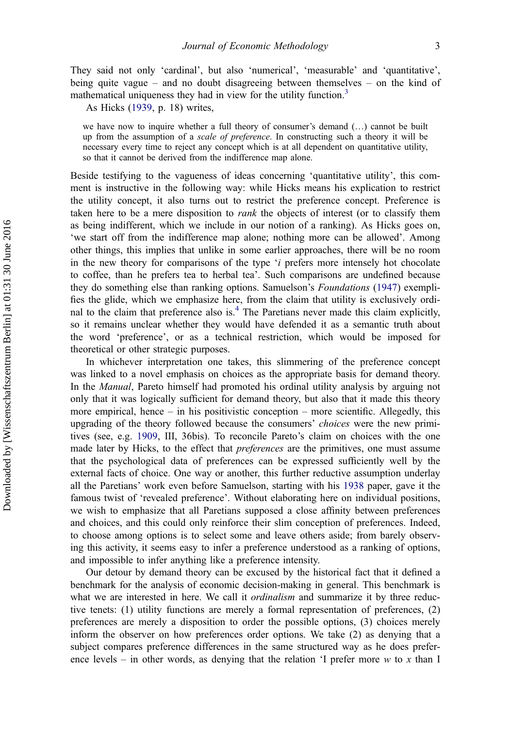They said not only 'cardinal', but also 'numerical', 'measurable' and 'quantitative', being quite vague – and no doubt disagreeing between themselves – on the kind of mathematical uniqueness they had in view for the utility function.[3]

As Hicks (1939, p. 18) writes,

> we have now to inquire whether a full theory of consumer's demand (…) cannot be built up from the assumption of a *scale of preference*. In constructing such a theory it will be necessary every time to reject any concept which is at all dependent on quantitative utility, so that it cannot be derived from the indifference map alone.

Beside testifying to the vagueness of ideas concerning 'quantitative utility', this comment is instructive in the following way: while Hicks means his explication to restrict the utility concept, it also turns out to restrict the preference concept. Preference is taken here to be a mere disposition to *rank* the objects of interest (or to classify them as being indifferent, which we include in our notion of a ranking). As Hicks goes on, 'we start off from the indifference map alone; nothing more can be allowed'. Among other things, this implies that unlike in some earlier approaches, there will be no room in the new theory for comparisons of the type '*i* prefers more intensely hot chocolate to coffee, than he prefers tea to herbal tea'. Such comparisons are undefined because they do something else than ranking options. Samuelson's *Foundations* (1947) exemplifies the glide, which we emphasize here, from the claim that utility is exclusively ordinal to the claim that preference also is.[4] The Paretians never made this claim explicitly, so it remains unclear whether they would have defended it as a semantic truth about the word 'preference', or as a technical restriction, which would be imposed for theoretical or other strategic purposes.

In whichever interpretation one takes, this slimmering of the preference concept was linked to a novel emphasis on choices as the appropriate basis for demand theory. In the *Manual*, Pareto himself had promoted his ordinal utility analysis by arguing not only that it was logically sufficient for demand theory, but also that it made this theory more empirical, hence – in his positivistic conception – more scientific. Allegedly, this upgrading of the theory followed because the consumers' *choices* were the new primitives (see, e.g. 1909, III, 36bis). To reconcile Pareto's claim on choices with the one made later by Hicks, to the effect that *preferences* are the primitives, one must assume that the psychological data of preferences can be expressed sufficiently well by the external facts of choice. One way or another, this further reductive assumption underlay all the Paretians' work even before Samuelson, starting with his 1938 paper, gave it the famous twist of 'revealed preference'. Without elaborating here on individual positions, we wish to emphasize that all Paretians supposed a close affinity between preferences and choices, and this could only reinforce their slim conception of preferences. Indeed, to choose among options is to select some and leave others aside; from barely observing this activity, it seems easy to infer a preference understood as a ranking of options, and impossible to infer anything like a preference intensity.

Our detour by demand theory can be excused by the historical fact that it defined a benchmark for the analysis of economic decision-making in general. This benchmark is what we are interested in here. We call it *ordinalism* and summarize it by three reductive tenets: (1) utility functions are merely a formal representation of preferences, (2) preferences are merely a disposition to order the possible options, (3) choices merely inform the observer on how preferences order options. We take (2) as denying that a subject compares preference differences in the same structured way as he does preference levels – in other words, as denying that the relation 'I prefer more $w$ to $x$ than I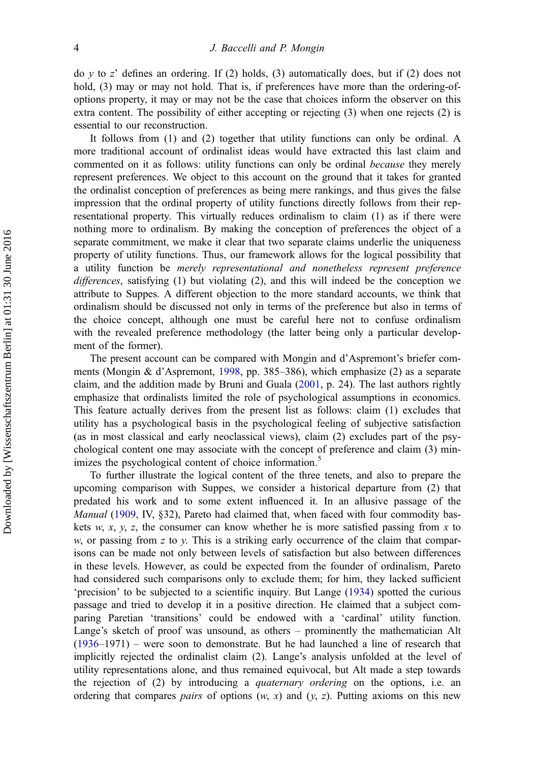do $y$ to $z$' defines an ordering. If (2) holds, (3) automatically does, but if (2) does not hold, (3) may or may not hold. That is, if preferences have more than the ordering-of-options property, it may or may not be the case that choices inform the observer on this extra content. The possibility of either accepting or rejecting (3) when one rejects (2) is essential to our reconstruction.

It follows from (1) and (2) together that utility functions can only be ordinal. A more traditional account of ordinalist ideas would have extracted this last claim and commented on it as follows: utility functions can only be ordinal *because* they merely represent preferences. We object to this account on the ground that it takes for granted the ordinalist conception of preferences as being mere rankings, and thus gives the false impression that the ordinal property of utility functions directly follows from their representational property. This virtually reduces ordinalism to claim (1) as if there were nothing more to ordinalism. By making the conception of preferences the object of a separate commitment, we make it clear that two separate claims underlie the uniqueness property of utility functions. Thus, our framework allows for the logical possibility that a utility function be *merely representational and nonetheless represent preference differences*, satisfying (1) but violating (2), and this will indeed be the conception we attribute to Suppes. A different objection to the more standard accounts, we think that ordinalism should be discussed not only in terms of the preference but also in terms of the choice concept, although one must be careful here not to confuse ordinalism with the revealed preference methodology (the latter being only a particular development of the former).

The present account can be compared with Mongin and d'Aspremont's briefer comments (Mongin & d'Aspremont, 1998, pp. 385–386), which emphasize (2) as a separate claim, and the addition made by Bruni and Guala (2001, p. 24). The last authors rightly emphasize that ordinalists limited the role of psychological assumptions in economics. This feature actually derives from the present list as follows: claim (1) excludes that utility has a psychological basis in the psychological feeling of subjective satisfaction (as in most classical and early neoclassical views), claim (2) excludes part of the psychological content one may associate with the concept of preference and claim (3) minimizes the psychological content of choice information.[5]

To further illustrate the logical content of the three tenets, and also to prepare the upcoming comparison with Suppes, we consider a historical departure from (2) that predated his work and to some extent influenced it. In an allusive passage of the *Manual* (1909, IV, §32), Pareto had claimed that, when faced with four commodity baskets $w$, $x$, $y$, $z$, the consumer can know whether he is more satisfied passing from $x$ to $w$, or passing from $z$ to $y$. This is a striking early occurrence of the claim that comparisons can be made not only between levels of satisfaction but also between differences in these levels. However, as could be expected from the founder of ordinalism, Pareto had considered such comparisons only to exclude them; for him, they lacked sufficient 'precision' to be subjected to a scientific inquiry. But Lange (1934) spotted the curious passage and tried to develop it in a positive direction. He claimed that a subject comparing Paretian 'transitions' could be endowed with a 'cardinal' utility function. Lange's sketch of proof was unsound, as others – prominently the mathematician Alt (1936–1971) – were soon to demonstrate. But he had launched a line of research that implicitly rejected the ordinalist claim (2). Lange's analysis unfolded at the level of utility representations alone, and thus remained equivocal, but Alt made a step towards the rejection of (2) by introducing a *quaternary ordering* on the options, i.e. an ordering that compares *pairs* of options ($w$, $x$) and ($y$, $z$). Putting axioms on this new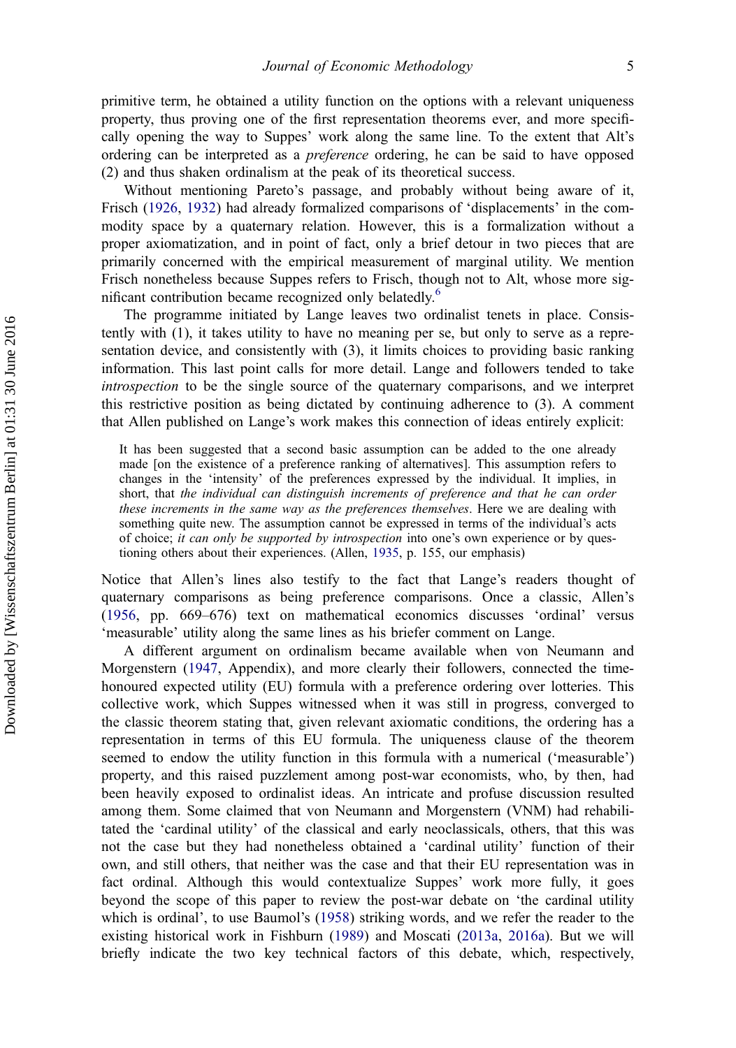primitive term, he obtained a utility function on the options with a relevant uniqueness property, thus proving one of the first representation theorems ever, and more specifically opening the way to Suppes' work along the same line. To the extent that Alt's ordering can be interpreted as a *preference* ordering, he can be said to have opposed (2) and thus shaken ordinalism at the peak of its theoretical success.

Without mentioning Pareto's passage, and probably without being aware of it, Frisch (1926, 1932) had already formalized comparisons of 'displacements' in the commodity space by a quaternary relation. However, this is a formalization without a proper axiomatization, and in point of fact, only a brief detour in two pieces that are primarily concerned with the empirical measurement of marginal utility. We mention Frisch nonetheless because Suppes refers to Frisch, though not to Alt, whose more significant contribution became recognized only belatedly.[6]

The programme initiated by Lange leaves two ordinalist tenets in place. Consistently with (1), it takes utility to have no meaning per se, but only to serve as a representation device, and consistently with (3), it limits choices to providing basic ranking information. This last point calls for more detail. Lange and followers tended to take *introspection* to be the single source of the quaternary comparisons, and we interpret this restrictive position as being dictated by continuing adherence to (3). A comment that Allen published on Lange's work makes this connection of ideas entirely explicit:

> It has been suggested that a second basic assumption can be added to the one already made [on the existence of a preference ranking of alternatives]. This assumption refers to changes in the 'intensity' of the preferences expressed by the individual. It implies, in short, that *the individual can distinguish increments of preference and that he can order these increments in the same way as the preferences themselves*. Here we are dealing with something quite new. The assumption cannot be expressed in terms of the individual's acts of choice; *it can only be supported by introspection* into one's own experience or by questioning others about their experiences. (Allen, 1935, p. 155, our emphasis)

Notice that Allen's lines also testify to the fact that Lange's readers thought of quaternary comparisons as being preference comparisons. Once a classic, Allen's (1956, pp. 669–676) text on mathematical economics discusses 'ordinal' versus 'measurable' utility along the same lines as his briefer comment on Lange.

A different argument on ordinalism became available when von Neumann and Morgenstern (1947, Appendix), and more clearly their followers, connected the time-honoured expected utility (EU) formula with a preference ordering over lotteries. This collective work, which Suppes witnessed when it was still in progress, converged to the classic theorem stating that, given relevant axiomatic conditions, the ordering has a representation in terms of this EU formula. The uniqueness clause of the theorem seemed to endow the utility function in this formula with a numerical ('measurable') property, and this raised puzzlement among post-war economists, who, by then, had been heavily exposed to ordinalist ideas. An intricate and profuse discussion resulted among them. Some claimed that von Neumann and Morgenstern (VNM) had rehabilitated the 'cardinal utility' of the classical and early neoclassicals, others, that this was not the case but they had nonetheless obtained a 'cardinal utility' function of their own, and still others, that neither was the case and that their EU representation was in fact ordinal. Although this would contextualize Suppes' work more fully, it goes beyond the scope of this paper to review the post-war debate on 'the cardinal utility which is ordinal', to use Baumol's (1958) striking words, and we refer the reader to the existing historical work in Fishburn (1989) and Moscati (2013a, 2016a). But we will briefly indicate the two key technical factors of this debate, which, respectively,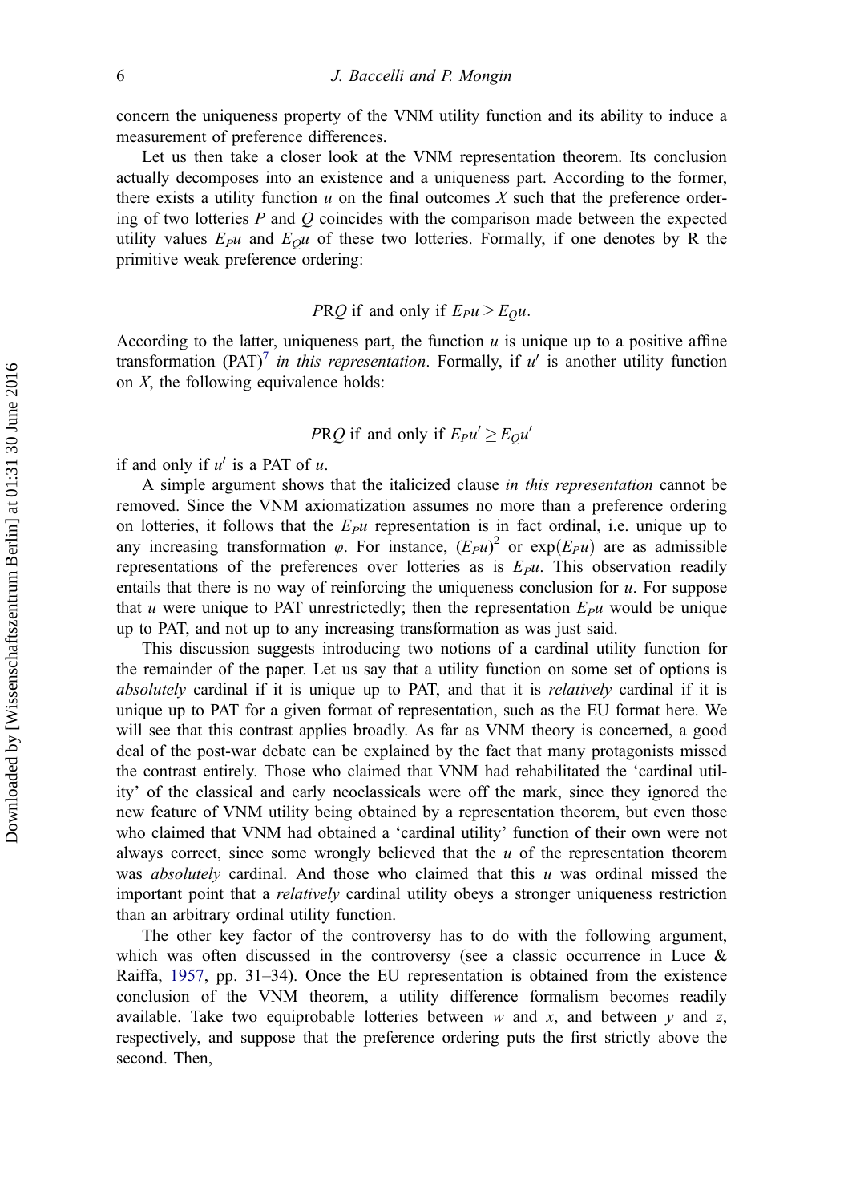concern the uniqueness property of the VNM utility function and its ability to induce a measurement of preference differences.

Let us then take a closer look at the VNM representation theorem. Its conclusion actually decomposes into an existence and a uniqueness part. According to the former, there exists a utility function $u$ on the final outcomes $X$ such that the preference ordering of two lotteries $P$ and $Q$ coincides with the comparison made between the expected utility values $E_P u$ and $E_Q u$ of these two lotteries. Formally, if one denotes by R the primitive weak preference ordering:

$$P\mathrm{R}Q \text{ if and only if } E_P u \geq E_Q u.$$

According to the latter, uniqueness part, the function $u$ is unique up to a positive affine transformation (PAT)[7] *in this representation*. Formally, if $u'$ is another utility function on $X$, the following equivalence holds:

$$P\mathrm{R}Q \text{ if and only if } E_P u' \geq E_Q u'$$

if and only if $u'$ is a PAT of $u$.

A simple argument shows that the italicized clause *in this representation* cannot be removed. Since the VNM axiomatization assumes no more than a preference ordering on lotteries, it follows that the $E_P u$ representation is in fact ordinal, i.e. unique up to any increasing transformation $\varphi$. For instance, $(E_P u)^2$ or $\exp(E_P u)$ are as admissible representations of the preferences over lotteries as is $E_P u$. This observation readily entails that there is no way of reinforcing the uniqueness conclusion for $u$. For suppose that $u$ were unique to PAT unrestrictedly; then the representation $E_P u$ would be unique up to PAT, and not up to any increasing transformation as was just said.

This discussion suggests introducing two notions of a cardinal utility function for the remainder of the paper. Let us say that a utility function on some set of options is *absolutely* cardinal if it is unique up to PAT, and that it is *relatively* cardinal if it is unique up to PAT for a given format of representation, such as the EU format here. We will see that this contrast applies broadly. As far as VNM theory is concerned, a good deal of the post-war debate can be explained by the fact that many protagonists missed the contrast entirely. Those who claimed that VNM had rehabilitated the 'cardinal utility' of the classical and early neoclassicals were off the mark, since they ignored the new feature of VNM utility being obtained by a representation theorem, but even those who claimed that VNM had obtained a 'cardinal utility' function of their own were not always correct, since some wrongly believed that the $u$ of the representation theorem was *absolutely* cardinal. And those who claimed that this $u$ was ordinal missed the important point that a *relatively* cardinal utility obeys a stronger uniqueness restriction than an arbitrary ordinal utility function.

The other key factor of the controversy has to do with the following argument, which was often discussed in the controversy (see a classic occurrence in Luce & Raiffa, 1957, pp. 31–34). Once the EU representation is obtained from the existence conclusion of the VNM theorem, a utility difference formalism becomes readily available. Take two equiprobable lotteries between $w$ and $x$, and between $y$ and $z$, respectively, and suppose that the preference ordering puts the first strictly above the second. Then,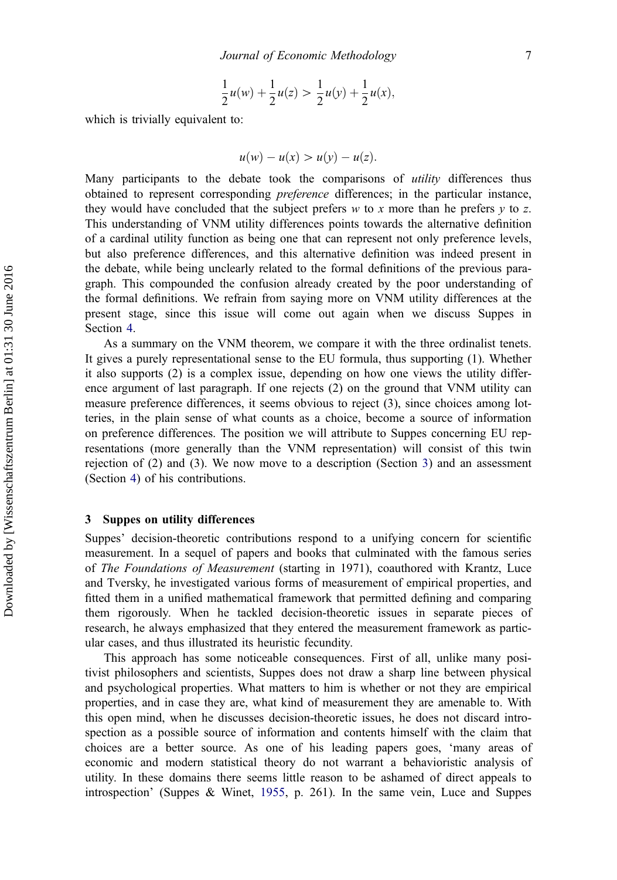$$\frac{1}{2}u(w) + \frac{1}{2}u(z) > \frac{1}{2}u(y) + \frac{1}{2}u(x),$$

which is trivially equivalent to:

$$u(w) - u(x) > u(y) - u(z).$$

Many participants to the debate took the comparisons of *utility* differences thus obtained to represent corresponding *preference* differences; in the particular instance, they would have concluded that the subject prefers $w$ to $x$ more than he prefers $y$ to $z$. This understanding of VNM utility differences points towards the alternative definition of a cardinal utility function as being one that can represent not only preference levels, but also preference differences, and this alternative definition was indeed present in the debate, while being unclearly related to the formal definitions of the previous paragraph. This compounded the confusion already created by the poor understanding of the formal definitions. We refrain from saying more on VNM utility differences at the present stage, since this issue will come out again when we discuss Suppes in Section 4.

As a summary on the VNM theorem, we compare it with the three ordinalist tenets. It gives a purely representational sense to the EU formula, thus supporting (1). Whether it also supports (2) is a complex issue, depending on how one views the utility difference argument of last paragraph. If one rejects (2) on the ground that VNM utility can measure preference differences, it seems obvious to reject (3), since choices among lotteries, in the plain sense of what counts as a choice, become a source of information on preference differences. The position we will attribute to Suppes concerning EU representations (more generally than the VNM representation) will consist of this twin rejection of (2) and (3). We now move to a description (Section 3) and an assessment (Section 4) of his contributions.

## 3 Suppes on utility differences

Suppes' decision-theoretic contributions respond to a unifying concern for scientific measurement. In a sequel of papers and books that culminated with the famous series of *The Foundations of Measurement* (starting in 1971), coauthored with Krantz, Luce and Tversky, he investigated various forms of measurement of empirical properties, and fitted them in a unified mathematical framework that permitted defining and comparing them rigorously. When he tackled decision-theoretic issues in separate pieces of research, he always emphasized that they entered the measurement framework as particular cases, and thus illustrated its heuristic fecundity.

This approach has some noticeable consequences. First of all, unlike many positivist philosophers and scientists, Suppes does not draw a sharp line between physical and psychological properties. What matters to him is whether or not they are empirical properties, and in case they are, what kind of measurement they are amenable to. With this open mind, when he discusses decision-theoretic issues, he does not discard introspection as a possible source of information and contents himself with the claim that choices are a better source. As one of his leading papers goes, 'many areas of economic and modern statistical theory do not warrant a behavioristic analysis of utility. In these domains there seems little reason to be ashamed of direct appeals to introspection' (Suppes & Winet, 1955, p. 261). In the same vein, Luce and Suppes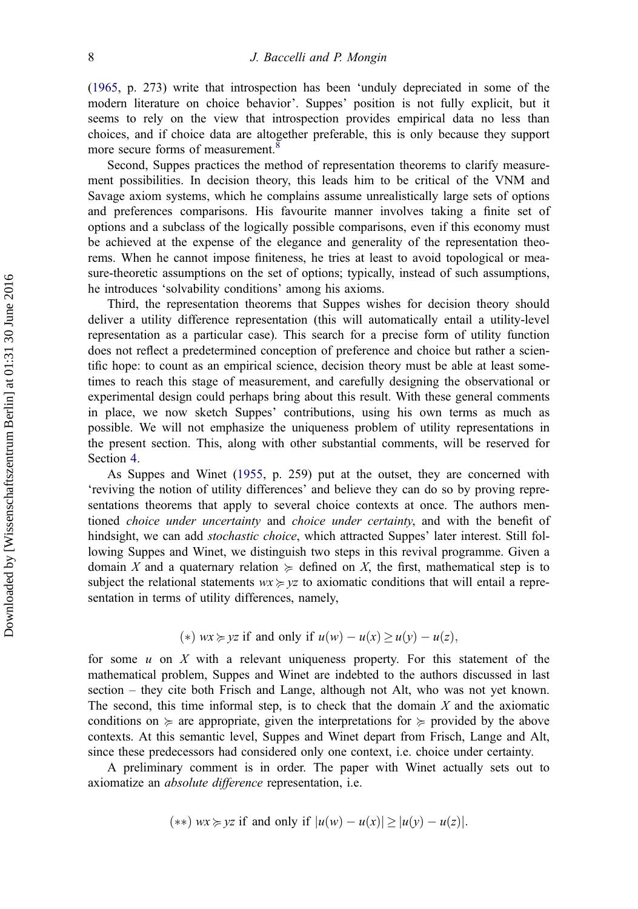(1965, p. 273) write that introspection has been 'unduly depreciated in some of the modern literature on choice behavior'. Suppes' position is not fully explicit, but it seems to rely on the view that introspection provides empirical data no less than choices, and if choice data are altogether preferable, this is only because they support more secure forms of measurement.[8]

Second, Suppes practices the method of representation theorems to clarify measurement possibilities. In decision theory, this leads him to be critical of the VNM and Savage axiom systems, which he complains assume unrealistically large sets of options and preferences comparisons. His favourite manner involves taking a finite set of options and a subclass of the logically possible comparisons, even if this economy must be achieved at the expense of the elegance and generality of the representation theorems. When he cannot impose finiteness, he tries at least to avoid topological or measure-theoretic assumptions on the set of options; typically, instead of such assumptions, he introduces 'solvability conditions' among his axioms.

Third, the representation theorems that Suppes wishes for decision theory should deliver a utility difference representation (this will automatically entail a utility-level representation as a particular case). This search for a precise form of utility function does not reflect a predetermined conception of preference and choice but rather a scientific hope: to count as an empirical science, decision theory must be able at least sometimes to reach this stage of measurement, and carefully designing the observational or experimental design could perhaps bring about this result. With these general comments in place, we now sketch Suppes' contributions, using his own terms as much as possible. We will not emphasize the uniqueness problem of utility representations in the present section. This, along with other substantial comments, will be reserved for Section 4.

As Suppes and Winet (1955, p. 259) put at the outset, they are concerned with 'reviving the notion of utility differences' and believe they can do so by proving representations theorems that apply to several choice contexts at once. The authors mentioned *choice under uncertainty* and *choice under certainty*, and with the benefit of hindsight, we can add *stochastic choice*, which attracted Suppes' later interest. Still following Suppes and Winet, we distinguish two steps in this revival programme. Given a domain $X$ and a quaternary relation $\succcurlyeq$ defined on $X$, the first, mathematical step is to subject the relational statements $wx \succcurlyeq yz$ to axiomatic conditions that will entail a representation in terms of utility differences, namely,

$$(*)\ wx \succcurlyeq yz \text{ if and only if } u(w) - u(x) \geq u(y) - u(z),$$

for some $u$ on $X$ with a relevant uniqueness property. For this statement of the mathematical problem, Suppes and Winet are indebted to the authors discussed in last section – they cite both Frisch and Lange, although not Alt, who was not yet known. The second, this time informal step, is to check that the domain $X$ and the axiomatic conditions on $\succcurlyeq$ are appropriate, given the interpretations for $\succcurlyeq$ provided by the above contexts. At this semantic level, Suppes and Winet depart from Frisch, Lange and Alt, since these predecessors had considered only one context, i.e. choice under certainty.

A preliminary comment is in order. The paper with Winet actually sets out to axiomatize an *absolute difference* representation, i.e.

$$(**)\ wx \succcurlyeq yz \text{ if and only if } |u(w) - u(x)| \geq |u(y) - u(z)|.$$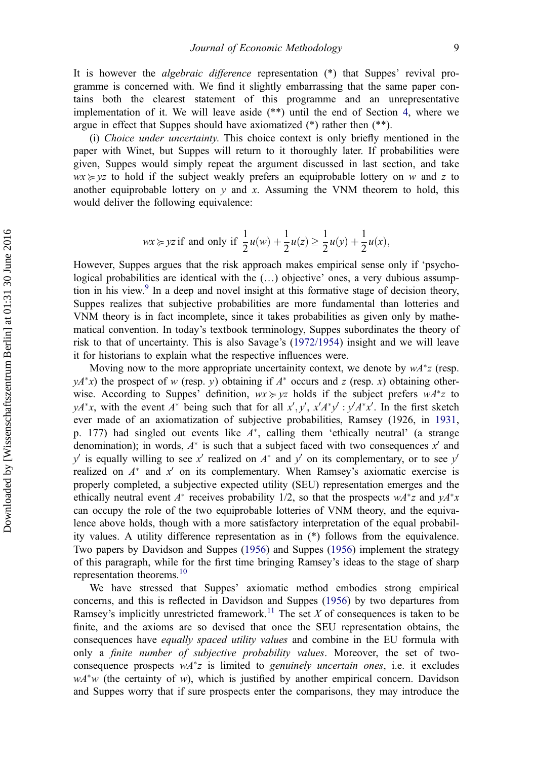It is however the *algebraic difference* representation (*) that Suppes' revival programme is concerned with. We find it slightly embarrassing that the same paper contains both the clearest statement of this programme and an unrepresentative implementation of it. We will leave aside (**) until the end of Section 4, where we argue in effect that Suppes should have axiomatized (*) rather then (**).

(i) *Choice under uncertainty.* This choice context is only briefly mentioned in the paper with Winet, but Suppes will return to it thoroughly later. If probabilities were given, Suppes would simply repeat the argument discussed in last section, and take $wx \succcurlyeq yz$ to hold if the subject weakly prefers an equiprobable lottery on $w$ and $z$ to another equiprobable lottery on $y$ and $x$. Assuming the VNM theorem to hold, this would deliver the following equivalence:

$$wx \succcurlyeq yz \text{ if and only if } \frac{1}{2}u(w) + \frac{1}{2}u(z) \geq \frac{1}{2}u(y) + \frac{1}{2}u(x),$$

However, Suppes argues that the risk approach makes empirical sense only if 'psychological probabilities are identical with the (…) objective' ones, a very dubious assumption in his view.[9] In a deep and novel insight at this formative stage of decision theory, Suppes realizes that subjective probabilities are more fundamental than lotteries and VNM theory is in fact incomplete, since it takes probabilities as given only by mathematical convention. In today's textbook terminology, Suppes subordinates the theory of risk to that of uncertainty. This is also Savage's (1972/1954) insight and we will leave it for historians to explain what the respective influences were.

Moving now to the more appropriate uncertainity context, we denote by $wA^{*}z$ (resp. $yA^{*}x$) the prospect of $w$ (resp. $y$) obtaining if $A^{*}$ occurs and $z$ (resp. $x$) obtaining otherwise. According to Suppes' definition, $wx \succcurlyeq yz$ holds if the subject prefers $wA^{*}z$ to $yA^{*}x$, with the event $A^{*}$ being such that for all $x', y'$, $x'A^{*}y' : y'A^{*}x'$. In the first sketch ever made of an axiomatization of subjective probabilities, Ramsey (1926, in 1931, p. 177) had singled out events like $A^{*}$, calling them 'ethically neutral' (a strange denomination); in words, $A^{*}$ is such that a subject faced with two consequences $x'$ and $y'$ is equally willing to see $x'$ realized on $A^{*}$ and $y'$ on its complementary, or to see $y'$ realized on $A^{*}$ and $x'$ on its complementary. When Ramsey's axiomatic exercise is properly completed, a subjective expected utility (SEU) representation emerges and the ethically neutral event $A^{*}$ receives probability 1/2, so that the prospects $wA^{*}z$ and $yA^{*}x$ can occupy the role of the two equiprobable lotteries of VNM theory, and the equivalence above holds, though with a more satisfactory interpretation of the equal probability values. A utility difference representation as in (*) follows from the equivalence. Two papers by Davidson and Suppes (1956) and Suppes (1956) implement the strategy of this paragraph, while for the first time bringing Ramsey's ideas to the stage of sharp representation theorems.[10]

We have stressed that Suppes' axiomatic method embodies strong empirical concerns, and this is reflected in Davidson and Suppes (1956) by two departures from Ramsey's implicitly unrestricted framework.[11] The set $X$ of consequences is taken to be finite, and the axioms are so devised that once the SEU representation obtains, the consequences have *equally spaced utility values* and combine in the EU formula with only a *finite number of subjective probability values*. Moreover, the set of two-consequence prospects $wA^{*}z$ is limited to *genuinely uncertain ones*, i.e. it excludes $wA^{*}w$ (the certainty of $w$), which is justified by another empirical concern. Davidson and Suppes worry that if sure prospects enter the comparisons, they may introduce the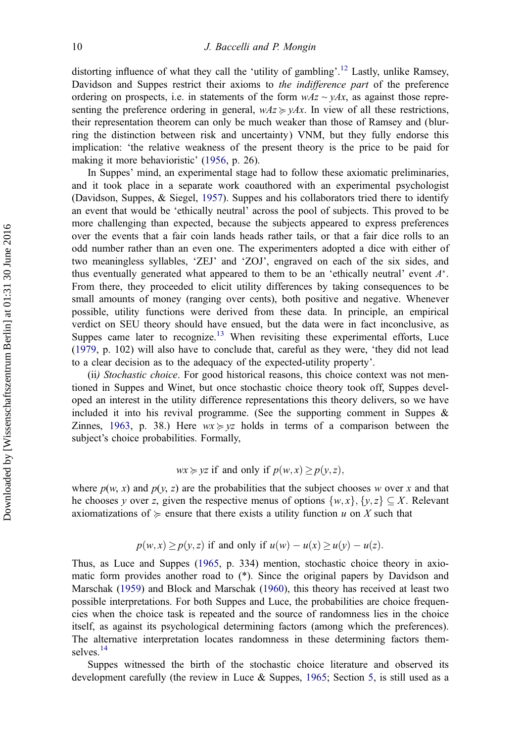distorting influence of what they call the 'utility of gambling'.[12] Lastly, unlike Ramsey, Davidson and Suppes restrict their axioms to *the indifference part* of the preference ordering on prospects, i.e. in statements of the form $wAz \sim yAx$, as against those representing the preference ordering in general, $wAz \succcurlyeq yAx$. In view of all these restrictions, their representation theorem can only be much weaker than those of Ramsey and (blurring the distinction between risk and uncertainty) VNM, but they fully endorse this implication: 'the relative weakness of the present theory is the price to be paid for making it more behavioristic' (1956, p. 26).

In Suppes' mind, an experimental stage had to follow these axiomatic preliminaries, and it took place in a separate work coauthored with an experimental psychologist (Davidson, Suppes, & Siegel, 1957). Suppes and his collaborators tried there to identify an event that would be 'ethically neutral' across the pool of subjects. This proved to be more challenging than expected, because the subjects appeared to express preferences over the events that a fair coin lands heads rather tails, or that a fair dice rolls to an odd number rather than an even one. The experimenters adopted a dice with either of two meaningless syllables, 'ZEJ' and 'ZOJ', engraved on each of the six sides, and thus eventually generated what appeared to them to be an 'ethically neutral' event $A^*$. From there, they proceeded to elicit utility differences by taking consequences to be small amounts of money (ranging over cents), both positive and negative. Whenever possible, utility functions were derived from these data. In principle, an empirical verdict on SEU theory should have ensued, but the data were in fact inconclusive, as Suppes came later to recognize.[13] When revisiting these experimental efforts, Luce (1979, p. 102) will also have to conclude that, careful as they were, 'they did not lead to a clear decision as to the adequacy of the expected-utility property'.

(ii) *Stochastic choice*. For good historical reasons, this choice context was not mentioned in Suppes and Winet, but once stochastic choice theory took off, Suppes developed an interest in the utility difference representations this theory delivers, so we have included it into his revival programme. (See the supporting comment in Suppes & Zinnes, 1963, p. 38.) Here $wx \succcurlyeq yz$ holds in terms of a comparison between the subject's choice probabilities. Formally,

$$wx \succcurlyeq yz \text{ if and only if } p(w,x) \geq p(y,z),$$

where $p(w, x)$ and $p(y, z)$ are the probabilities that the subject chooses $w$ over $x$ and that he chooses $y$ over $z$, given the respective menus of options $\{w,x\}, \{y,z\} \subseteq X$. Relevant axiomatizations of $\succcurlyeq$ ensure that there exists a utility function $u$ on $X$ such that

$$p(w,x) \geq p(y,z) \text{ if and only if } u(w) - u(x) \geq u(y) - u(z).$$

Thus, as Luce and Suppes (1965, p. 334) mention, stochastic choice theory in axiomatic form provides another road to (*). Since the original papers by Davidson and Marschak (1959) and Block and Marschak (1960), this theory has received at least two possible interpretations. For both Suppes and Luce, the probabilities are choice frequencies when the choice task is repeated and the source of randomness lies in the choice itself, as against its psychological determining factors (among which the preferences). The alternative interpretation locates randomness in these determining factors themselves.[14]

Suppes witnessed the birth of the stochastic choice literature and observed its development carefully (the review in Luce & Suppes, 1965; Section 5, is still used as a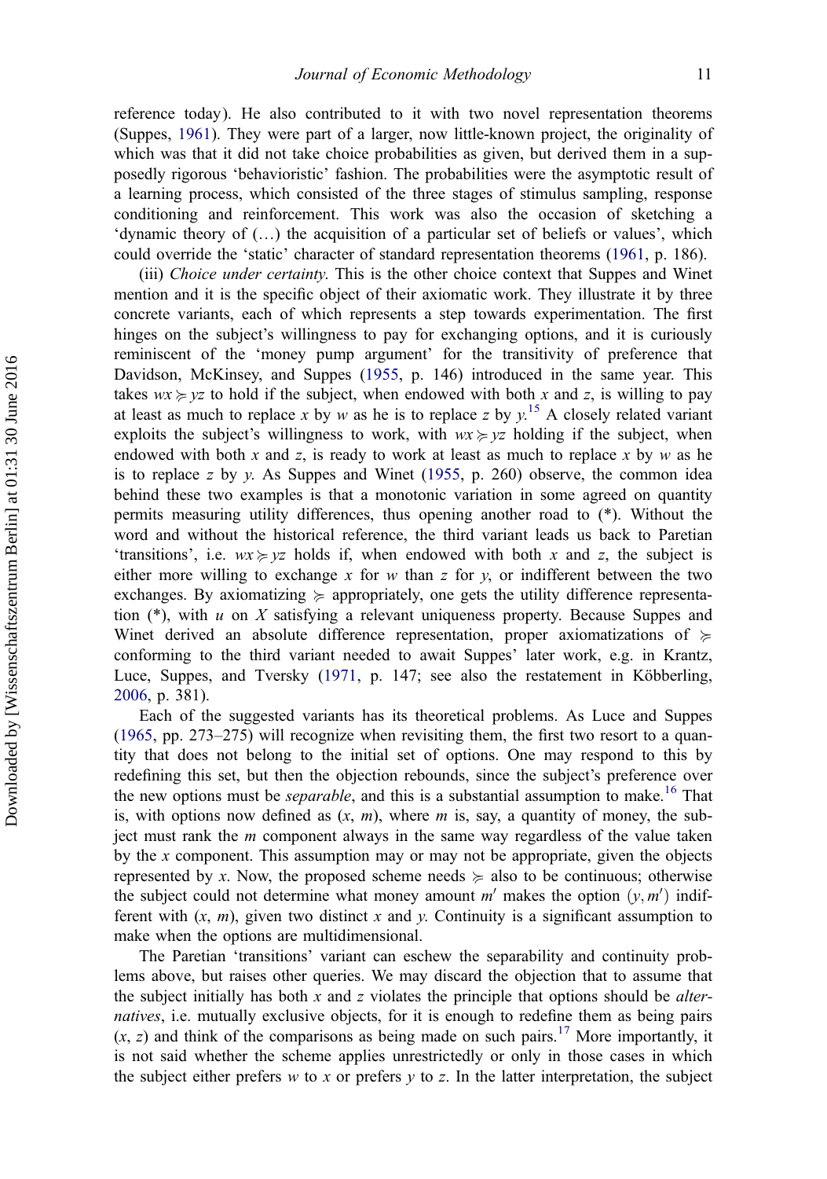reference today). He also contributed to it with two novel representation theorems (Suppes, 1961). They were part of a larger, now little-known project, the originality of which was that it did not take choice probabilities as given, but derived them in a supposedly rigorous 'behavioristic' fashion. The probabilities were the asymptotic result of a learning process, which consisted of the three stages of stimulus sampling, response conditioning and reinforcement. This work was also the occasion of sketching a 'dynamic theory of (…) the acquisition of a particular set of beliefs or values', which could override the 'static' character of standard representation theorems (1961, p. 186).

(iii) *Choice under certainty*. This is the other choice context that Suppes and Winet mention and it is the specific object of their axiomatic work. They illustrate it by three concrete variants, each of which represents a step towards experimentation. The first hinges on the subject's willingness to pay for exchanging options, and it is curiously reminiscent of the 'money pump argument' for the transitivity of preference that Davidson, McKinsey, and Suppes (1955, p. 146) introduced in the same year. This takes $wx \succcurlyeq yz$ to hold if the subject, when endowed with both $x$ and $z$, is willing to pay at least as much to replace $x$ by $w$ as he is to replace $z$ by $y$.[15] A closely related variant exploits the subject's willingness to work, with $wx \succcurlyeq yz$ holding if the subject, when endowed with both $x$ and $z$, is ready to work at least as much to replace $x$ by $w$ as he is to replace $z$ by $y$. As Suppes and Winet (1955, p. 260) observe, the common idea behind these two examples is that a monotonic variation in some agreed on quantity permits measuring utility differences, thus opening another road to (*). Without the word and without the historical reference, the third variant leads us back to Paretian 'transitions', i.e. $wx \succcurlyeq yz$ holds if, when endowed with both $x$ and $z$, the subject is either more willing to exchange $x$ for $w$ than $z$ for $y$, or indifferent between the two exchanges. By axiomatizing $\succcurlyeq$ appropriately, one gets the utility difference representation (*), with $u$ on $X$ satisfying a relevant uniqueness property. Because Suppes and Winet derived an absolute difference representation, proper axiomatizations of $\succcurlyeq$ conforming to the third variant needed to await Suppes' later work, e.g. in Krantz, Luce, Suppes, and Tversky (1971, p. 147; see also the restatement in Köbberling, 2006, p. 381).

Each of the suggested variants has its theoretical problems. As Luce and Suppes (1965, pp. 273–275) will recognize when revisiting them, the first two resort to a quantity that does not belong to the initial set of options. One may respond to this by redefining this set, but then the objection rebounds, since the subject's preference over the new options must be *separable*, and this is a substantial assumption to make.[16] That is, with options now defined as $(x, m)$, where $m$ is, say, a quantity of money, the subject must rank the $m$ component always in the same way regardless of the value taken by the $x$ component. This assumption may or may not be appropriate, given the objects represented by $x$. Now, the proposed scheme needs $\succcurlyeq$ also to be continuous; otherwise the subject could not determine what money amount $m'$ makes the option $(y, m')$ indifferent with $(x, m)$, given two distinct $x$ and $y$. Continuity is a significant assumption to make when the options are multidimensional.

The Paretian 'transitions' variant can eschew the separability and continuity problems above, but raises other queries. We may discard the objection that to assume that the subject initially has both $x$ and $z$ violates the principle that options should be *alternatives*, i.e. mutually exclusive objects, for it is enough to redefine them as being pairs $(x, z)$ and think of the comparisons as being made on such pairs.[17] More importantly, it is not said whether the scheme applies unrestrictedly or only in those cases in which the subject either prefers $w$ to $x$ or prefers $y$ to $z$. In the latter interpretation, the subject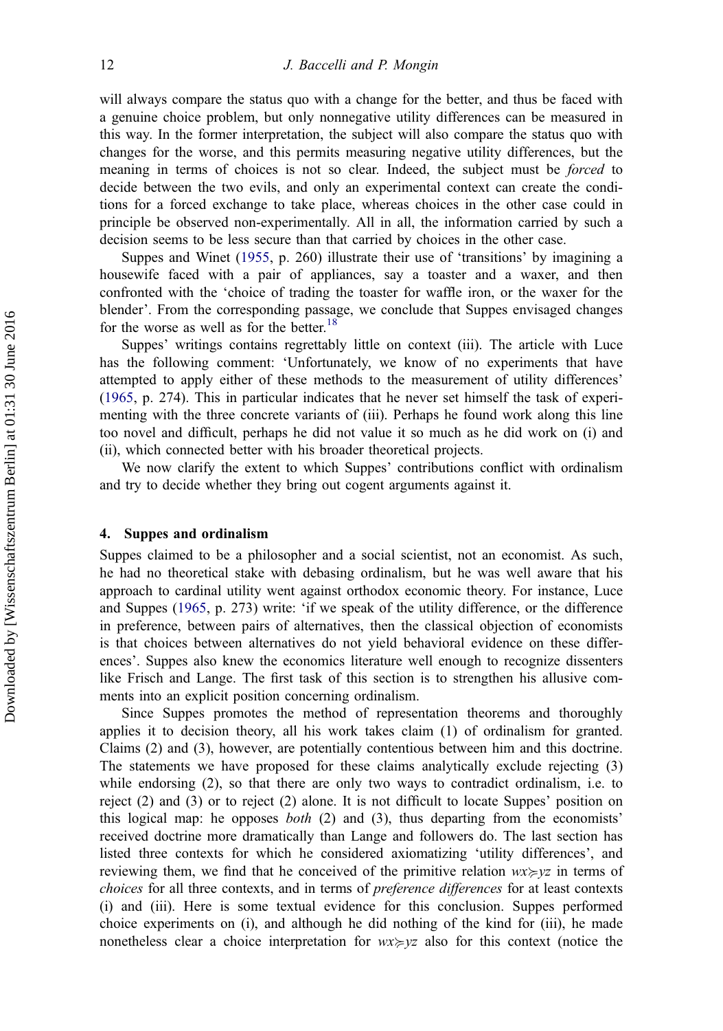will always compare the status quo with a change for the better, and thus be faced with a genuine choice problem, but only nonnegative utility differences can be measured in this way. In the former interpretation, the subject will also compare the status quo with changes for the worse, and this permits measuring negative utility differences, but the meaning in terms of choices is not so clear. Indeed, the subject must be *forced* to decide between the two evils, and only an experimental context can create the conditions for a forced exchange to take place, whereas choices in the other case could in principle be observed non-experimentally. All in all, the information carried by such a decision seems to be less secure than that carried by choices in the other case.

Suppes and Winet (1955, p. 260) illustrate their use of 'transitions' by imagining a housewife faced with a pair of appliances, say a toaster and a waxer, and then confronted with the 'choice of trading the toaster for waffle iron, or the waxer for the blender'. From the corresponding passage, we conclude that Suppes envisaged changes for the worse as well as for the better.[18]

Suppes' writings contains regrettably little on context (iii). The article with Luce has the following comment: 'Unfortunately, we know of no experiments that have attempted to apply either of these methods to the measurement of utility differences' (1965, p. 274). This in particular indicates that he never set himself the task of experimenting with the three concrete variants of (iii). Perhaps he found work along this line too novel and difficult, perhaps he did not value it so much as he did work on (i) and (ii), which connected better with his broader theoretical projects.

We now clarify the extent to which Suppes' contributions conflict with ordinalism and try to decide whether they bring out cogent arguments against it.

## 4. Suppes and ordinalism

Suppes claimed to be a philosopher and a social scientist, not an economist. As such, he had no theoretical stake with debasing ordinalism, but he was well aware that his approach to cardinal utility went against orthodox economic theory. For instance, Luce and Suppes (1965, p. 273) write: 'if we speak of the utility difference, or the difference in preference, between pairs of alternatives, then the classical objection of economists is that choices between alternatives do not yield behavioral evidence on these differences'. Suppes also knew the economics literature well enough to recognize dissenters like Frisch and Lange. The first task of this section is to strengthen his allusive comments into an explicit position concerning ordinalism.

Since Suppes promotes the method of representation theorems and thoroughly applies it to decision theory, all his work takes claim (1) of ordinalism for granted. Claims (2) and (3), however, are potentially contentious between him and this doctrine. The statements we have proposed for these claims analytically exclude rejecting (3) while endorsing (2), so that there are only two ways to contradict ordinalism, i.e. to reject (2) and (3) or to reject (2) alone. It is not difficult to locate Suppes' position on this logical map: he opposes *both* (2) and (3), thus departing from the economists' received doctrine more dramatically than Lange and followers do. The last section has listed three contexts for which he considered axiomatizing 'utility differences', and reviewing them, we find that he conceived of the primitive relation $wx \succcurlyeq yz$ in terms of *choices* for all three contexts, and in terms of *preference differences* for at least contexts (i) and (iii). Here is some textual evidence for this conclusion. Suppes performed choice experiments on (i), and although he did nothing of the kind for (iii), he made nonetheless clear a choice interpretation for $wx \succcurlyeq yz$ also for this context (notice the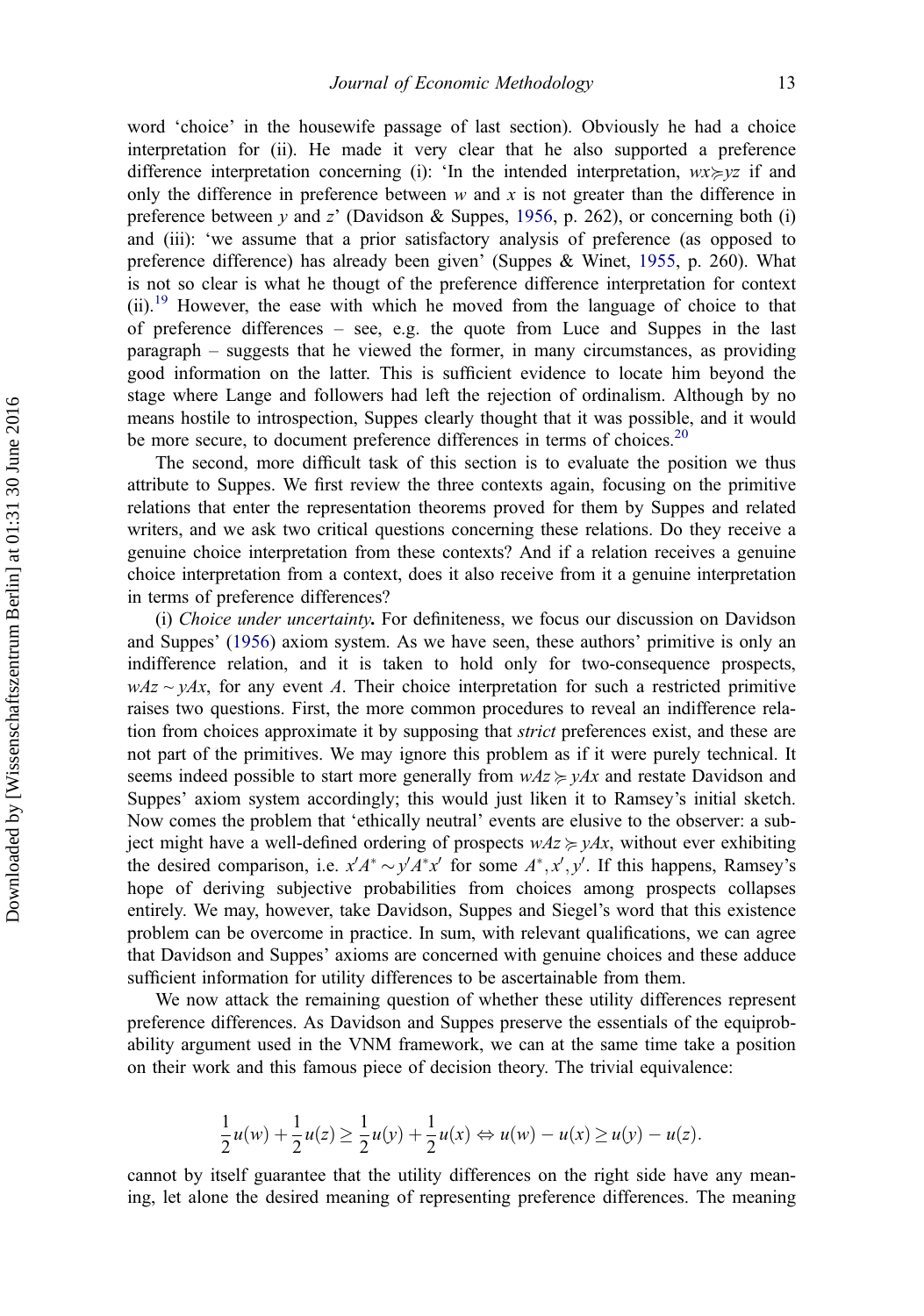word 'choice' in the housewife passage of last section). Obviously he had a choice interpretation for (ii). He made it very clear that he also supported a preference difference interpretation concerning (i): 'In the intended interpretation, $wx \succcurlyeq yz$ if and only the difference in preference between $w$ and $x$ is not greater than the difference in preference between $y$ and $z$' (Davidson & Suppes, 1956, p. 262), or concerning both (i) and (iii): 'we assume that a prior satisfactory analysis of preference (as opposed to preference difference) has already been given' (Suppes & Winet, 1955, p. 260). What is not so clear is what he thougt of the preference difference interpretation for context (ii).[19] However, the ease with which he moved from the language of choice to that of preference differences – see, e.g. the quote from Luce and Suppes in the last paragraph – suggests that he viewed the former, in many circumstances, as providing good information on the latter. This is sufficient evidence to locate him beyond the stage where Lange and followers had left the rejection of ordinalism. Although by no means hostile to introspection, Suppes clearly thought that it was possible, and it would be more secure, to document preference differences in terms of choices.[20]

The second, more difficult task of this section is to evaluate the position we thus attribute to Suppes. We first review the three contexts again, focusing on the primitive relations that enter the representation theorems proved for them by Suppes and related writers, and we ask two critical questions concerning these relations. Do they receive a genuine choice interpretation from these contexts? And if a relation receives a genuine choice interpretation from a context, does it also receive from it a genuine interpretation in terms of preference differences?

(i) *Choice under uncertainty.* For definiteness, we focus our discussion on Davidson and Suppes' (1956) axiom system. As we have seen, these authors' primitive is only an indifference relation, and it is taken to hold only for two-consequence prospects, $wAz \sim yAx$, for any event $A$. Their choice interpretation for such a restricted primitive raises two questions. First, the more common procedures to reveal an indifference relation from choices approximate it by supposing that *strict* preferences exist, and these are not part of the primitives. We may ignore this problem as if it were purely technical. It seems indeed possible to start more generally from $wAz \succcurlyeq yAx$ and restate Davidson and Suppes' axiom system accordingly; this would just liken it to Ramsey's initial sketch. Now comes the problem that 'ethically neutral' events are elusive to the observer: a subject might have a well-defined ordering of prospects $wAz \succcurlyeq yAx$, without ever exhibiting the desired comparison, i.e. $x'A^* \sim y'A^*x'$ for some $A^*, x', y'$. If this happens, Ramsey's hope of deriving subjective probabilities from choices among prospects collapses entirely. We may, however, take Davidson, Suppes and Siegel's word that this existence problem can be overcome in practice. In sum, with relevant qualifications, we can agree that Davidson and Suppes' axioms are concerned with genuine choices and these adduce sufficient information for utility differences to be ascertainable from them.

We now attack the remaining question of whether these utility differences represent preference differences. As Davidson and Suppes preserve the essentials of the equiprobability argument used in the VNM framework, we can at the same time take a position on their work and this famous piece of decision theory. The trivial equivalence:

$$\frac{1}{2}u(w) + \frac{1}{2}u(z) \geq \frac{1}{2}u(y) + \frac{1}{2}u(x) \Leftrightarrow u(w) - u(x) \geq u(y) - u(z).$$

cannot by itself guarantee that the utility differences on the right side have any meaning, let alone the desired meaning of representing preference differences. The meaning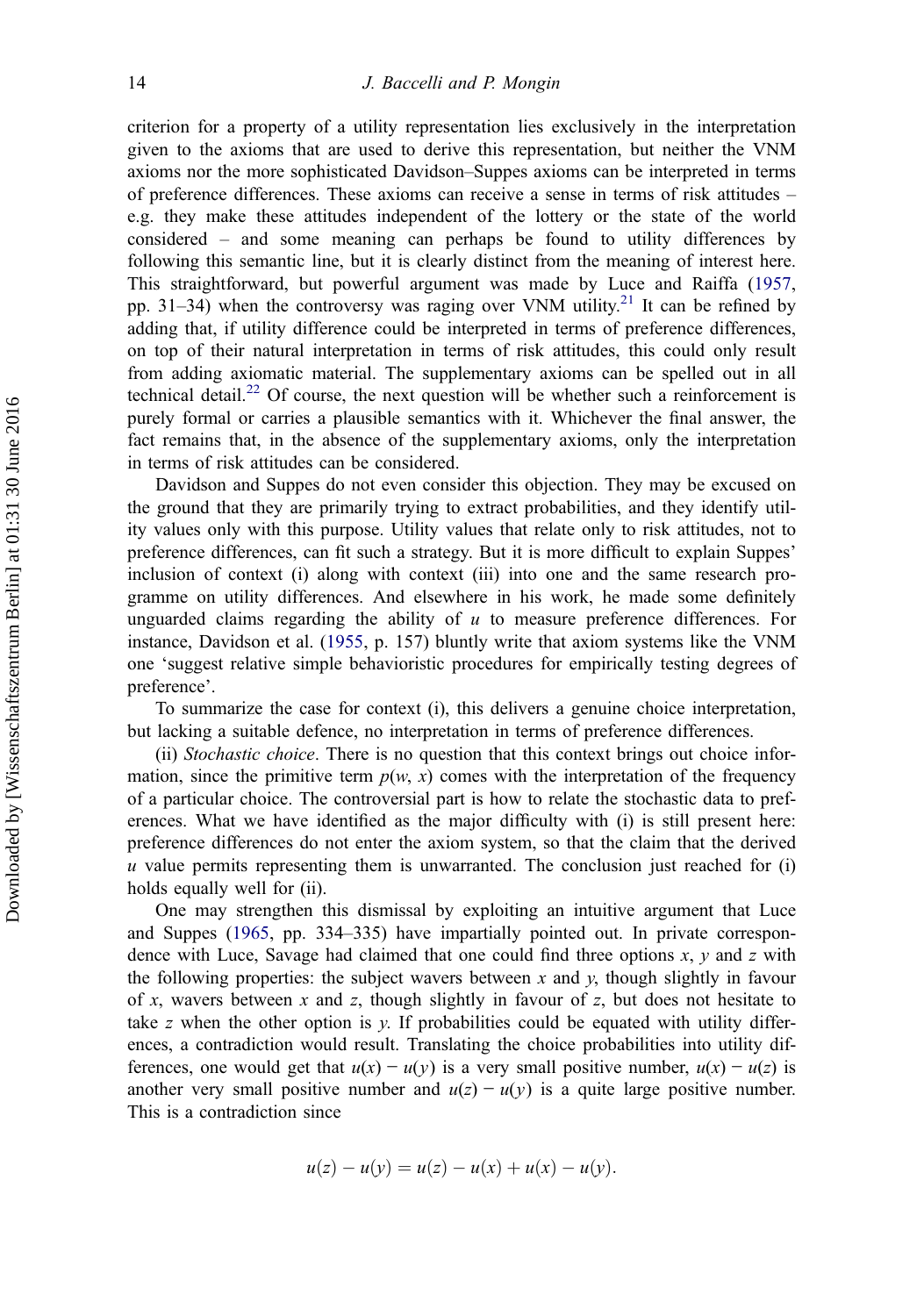criterion for a property of a utility representation lies exclusively in the interpretation given to the axioms that are used to derive this representation, but neither the VNM axioms nor the more sophisticated Davidson–Suppes axioms can be interpreted in terms of preference differences. These axioms can receive a sense in terms of risk attitudes – e.g. they make these attitudes independent of the lottery or the state of the world considered – and some meaning can perhaps be found to utility differences by following this semantic line, but it is clearly distinct from the meaning of interest here. This straightforward, but powerful argument was made by Luce and Raiffa (1957, pp. 31–34) when the controversy was raging over VNM utility.[21] It can be refined by adding that, if utility difference could be interpreted in terms of preference differences, on top of their natural interpretation in terms of risk attitudes, this could only result from adding axiomatic material. The supplementary axioms can be spelled out in all technical detail.[22] Of course, the next question will be whether such a reinforcement is purely formal or carries a plausible semantics with it. Whichever the final answer, the fact remains that, in the absence of the supplementary axioms, only the interpretation in terms of risk attitudes can be considered.

Davidson and Suppes do not even consider this objection. They may be excused on the ground that they are primarily trying to extract probabilities, and they identify utility values only with this purpose. Utility values that relate only to risk attitudes, not to preference differences, can fit such a strategy. But it is more difficult to explain Suppes' inclusion of context (i) along with context (iii) into one and the same research programme on utility differences. And elsewhere in his work, he made some definitely unguarded claims regarding the ability of $u$ to measure preference differences. For instance, Davidson et al. (1955, p. 157) bluntly write that axiom systems like the VNM one 'suggest relative simple behavioristic procedures for empirically testing degrees of preference'.

To summarize the case for context (i), this delivers a genuine choice interpretation, but lacking a suitable defence, no interpretation in terms of preference differences.

(ii) *Stochastic choice*. There is no question that this context brings out choice information, since the primitive term $p(w, x)$ comes with the interpretation of the frequency of a particular choice. The controversial part is how to relate the stochastic data to preferences. What we have identified as the major difficulty with (i) is still present here: preference differences do not enter the axiom system, so that the claim that the derived $u$ value permits representing them is unwarranted. The conclusion just reached for (i) holds equally well for (ii).

One may strengthen this dismissal by exploiting an intuitive argument that Luce and Suppes (1965, pp. 334–335) have impartially pointed out. In private correspondence with Luce, Savage had claimed that one could find three options $x$, $y$ and $z$ with the following properties: the subject wavers between $x$ and $y$, though slightly in favour of $x$, wavers between $x$ and $z$, though slightly in favour of $z$, but does not hesitate to take $z$ when the other option is $y$. If probabilities could be equated with utility differences, a contradiction would result. Translating the choice probabilities into utility differences, one would get that $u(x) - u(y)$ is a very small positive number, $u(x) - u(z)$ is another very small positive number and $u(z) - u(y)$ is a quite large positive number. This is a contradiction since

$$u(z) - u(y) = u(z) - u(x) + u(x) - u(y).$$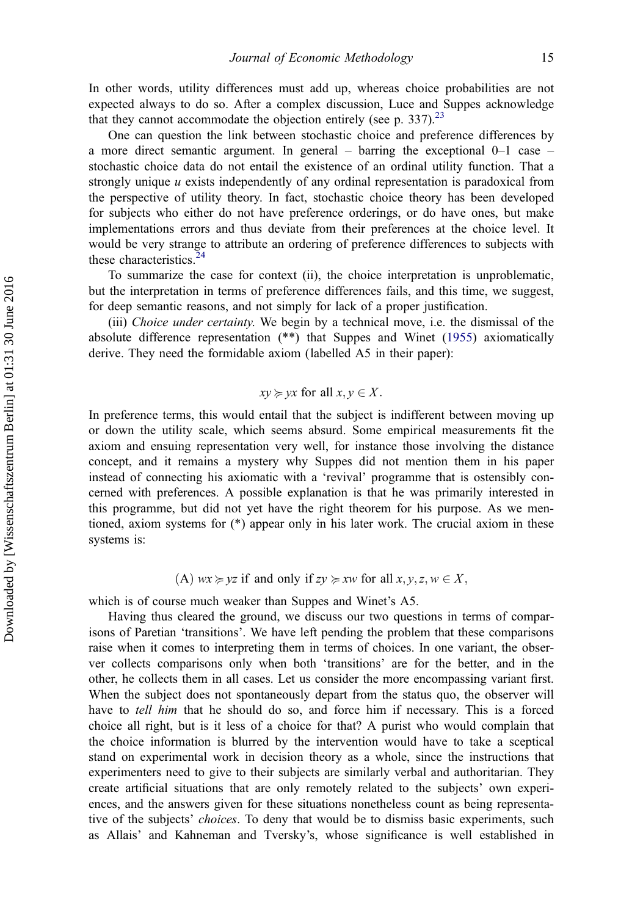In other words, utility differences must add up, whereas choice probabilities are not expected always to do so. After a complex discussion, Luce and Suppes acknowledge that they cannot accommodate the objection entirely (see p. 337).[23]

One can question the link between stochastic choice and preference differences by a more direct semantic argument. In general – barring the exceptional 0–1 case – stochastic choice data do not entail the existence of an ordinal utility function. That a strongly unique $u$ exists independently of any ordinal representation is paradoxical from the perspective of utility theory. In fact, stochastic choice theory has been developed for subjects who either do not have preference orderings, or do have ones, but make implementations errors and thus deviate from their preferences at the choice level. It would be very strange to attribute an ordering of preference differences to subjects with these characteristics.[24]

To summarize the case for context (ii), the choice interpretation is unproblematic, but the interpretation in terms of preference differences fails, and this time, we suggest, for deep semantic reasons, and not simply for lack of a proper justification.

(iii) *Choice under certainty.* We begin by a technical move, i.e. the dismissal of the absolute difference representation (**) that Suppes and Winet (1955) axiomatically derive. They need the formidable axiom (labelled A5 in their paper):

$$xy \succcurlyeq yx \text{ for all } x, y \in X.$$

In preference terms, this would entail that the subject is indifferent between moving up or down the utility scale, which seems absurd. Some empirical measurements fit the axiom and ensuing representation very well, for instance those involving the distance concept, and it remains a mystery why Suppes did not mention them in his paper instead of connecting his axiomatic with a 'revival' programme that is ostensibly concerned with preferences. A possible explanation is that he was primarily interested in this programme, but did not yet have the right theorem for his purpose. As we mentioned, axiom systems for (*) appear only in his later work. The crucial axiom in these systems is:

$$\text{(A) } wx \succcurlyeq yz \text{ if and only if } zy \succcurlyeq xw \text{ for all } x, y, z, w \in X,$$

which is of course much weaker than Suppes and Winet's A5.

Having thus cleared the ground, we discuss our two questions in terms of comparisons of Paretian 'transitions'. We have left pending the problem that these comparisons raise when it comes to interpreting them in terms of choices. In one variant, the observer collects comparisons only when both 'transitions' are for the better, and in the other, he collects them in all cases. Let us consider the more encompassing variant first. When the subject does not spontaneously depart from the status quo, the observer will have to *tell him* that he should do so, and force him if necessary. This is a forced choice all right, but is it less of a choice for that? A purist who would complain that the choice information is blurred by the intervention would have to take a sceptical stand on experimental work in decision theory as a whole, since the instructions that experimenters need to give to their subjects are similarly verbal and authoritarian. They create artificial situations that are only remotely related to the subjects' own experiences, and the answers given for these situations nonetheless count as being representative of the subjects' *choices*. To deny that would be to dismiss basic experiments, such as Allais' and Kahneman and Tversky's, whose significance is well established in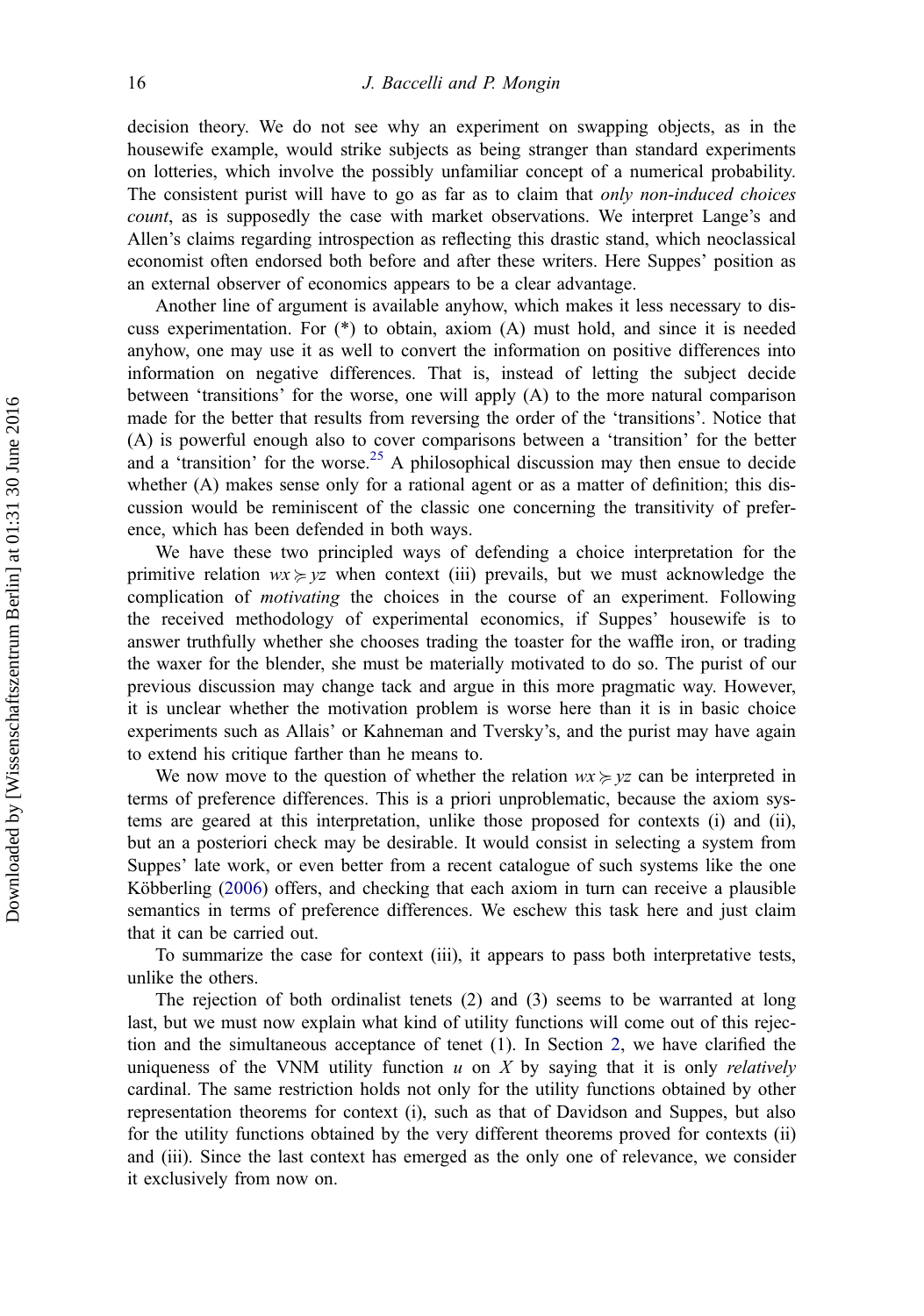decision theory. We do not see why an experiment on swapping objects, as in the housewife example, would strike subjects as being stranger than standard experiments on lotteries, which involve the possibly unfamiliar concept of a numerical probability. The consistent purist will have to go as far as to claim that *only non-induced choices count*, as is supposedly the case with market observations. We interpret Lange's and Allen's claims regarding introspection as reflecting this drastic stand, which neoclassical economist often endorsed both before and after these writers. Here Suppes' position as an external observer of economics appears to be a clear advantage.

Another line of argument is available anyhow, which makes it less necessary to discuss experimentation. For (*) to obtain, axiom (A) must hold, and since it is needed anyhow, one may use it as well to convert the information on positive differences into information on negative differences. That is, instead of letting the subject decide between 'transitions' for the worse, one will apply (A) to the more natural comparison made for the better that results from reversing the order of the 'transitions'. Notice that (A) is powerful enough also to cover comparisons between a 'transition' for the better and a 'transition' for the worse.[25] A philosophical discussion may then ensue to decide whether (A) makes sense only for a rational agent or as a matter of definition; this discussion would be reminiscent of the classic one concerning the transitivity of preference, which has been defended in both ways.

We have these two principled ways of defending a choice interpretation for the primitive relation $wx \succcurlyeq yz$ when context (iii) prevails, but we must acknowledge the complication of *motivating* the choices in the course of an experiment. Following the received methodology of experimental economics, if Suppes' housewife is to answer truthfully whether she chooses trading the toaster for the waffle iron, or trading the waxer for the blender, she must be materially motivated to do so. The purist of our previous discussion may change tack and argue in this more pragmatic way. However, it is unclear whether the motivation problem is worse here than it is in basic choice experiments such as Allais' or Kahneman and Tversky's, and the purist may have again to extend his critique farther than he means to.

We now move to the question of whether the relation $wx \succcurlyeq yz$ can be interpreted in terms of preference differences. This is a priori unproblematic, because the axiom systems are geared at this interpretation, unlike those proposed for contexts (i) and (ii), but an a posteriori check may be desirable. It would consist in selecting a system from Suppes' late work, or even better from a recent catalogue of such systems like the one Köbberling (2006) offers, and checking that each axiom in turn can receive a plausible semantics in terms of preference differences. We eschew this task here and just claim that it can be carried out.

To summarize the case for context (iii), it appears to pass both interpretative tests, unlike the others.

The rejection of both ordinalist tenets (2) and (3) seems to be warranted at long last, but we must now explain what kind of utility functions will come out of this rejection and the simultaneous acceptance of tenet (1). In Section 2, we have clarified the uniqueness of the VNM utility function $u$ on $X$ by saying that it is only *relatively* cardinal. The same restriction holds not only for the utility functions obtained by other representation theorems for context (i), such as that of Davidson and Suppes, but also for the utility functions obtained by the very different theorems proved for contexts (ii) and (iii). Since the last context has emerged as the only one of relevance, we consider it exclusively from now on.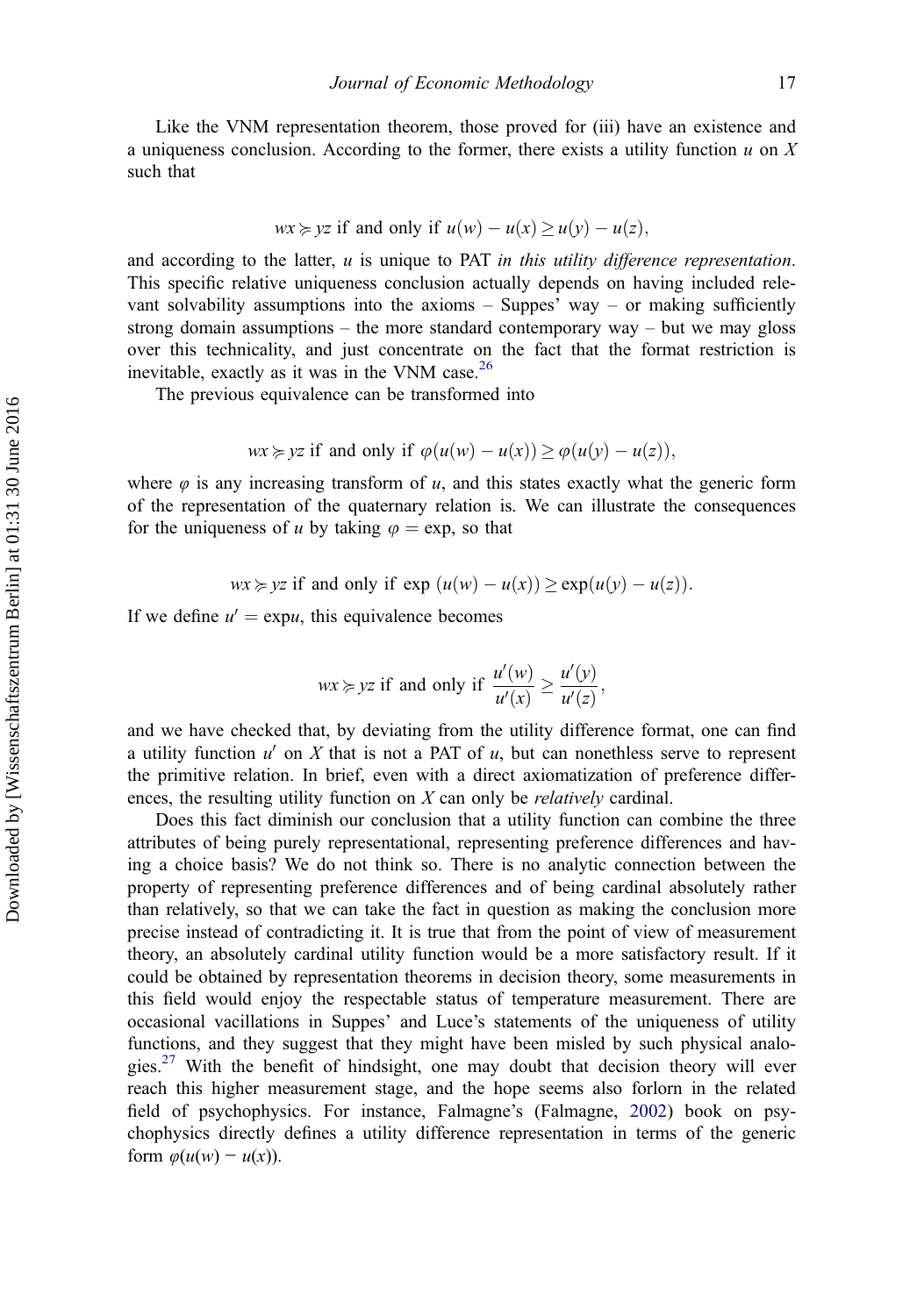Like the VNM representation theorem, those proved for (iii) have an existence and a uniqueness conclusion. According to the former, there exists a utility function $u$ on $X$ such that

$$wx \succcurlyeq yz \text{ if and only if } u(w) - u(x) \geq u(y) - u(z),$$

and according to the latter, $u$ is unique to PAT *in this utility difference representation*. This specific relative uniqueness conclusion actually depends on having included relevant solvability assumptions into the axioms – Suppes' way – or making sufficiently strong domain assumptions – the more standard contemporary way – but we may gloss over this technicality, and just concentrate on the fact that the format restriction is inevitable, exactly as it was in the VNM case.[26]

The previous equivalence can be transformed into

$$wx \succcurlyeq yz \text{ if and only if } \varphi(u(w) - u(x)) \geq \varphi(u(y) - u(z)),$$

where $\varphi$ is any increasing transform of $u$, and this states exactly what the generic form of the representation of the quaternary relation is. We can illustrate the consequences for the uniqueness of $u$ by taking $\varphi = \exp$, so that

$$wx \succcurlyeq yz \text{ if and only if } \exp\,(u(w) - u(x)) \geq \exp(u(y) - u(z)).$$

If we define $u' = \exp u$, this equivalence becomes

$$wx \succcurlyeq yz \text{ if and only if } \frac{u'(w)}{u'(x)} \geq \frac{u'(y)}{u'(z)},$$

and we have checked that, by deviating from the utility difference format, one can find a utility function $u'$ on $X$ that is not a PAT of $u$, but can nonethless serve to represent the primitive relation. In brief, even with a direct axiomatization of preference differences, the resulting utility function on $X$ can only be *relatively* cardinal.

Does this fact diminish our conclusion that a utility function can combine the three attributes of being purely representational, representing preference differences and having a choice basis? We do not think so. There is no analytic connection between the property of representing preference differences and of being cardinal absolutely rather than relatively, so that we can take the fact in question as making the conclusion more precise instead of contradicting it. It is true that from the point of view of measurement theory, an absolutely cardinal utility function would be a more satisfactory result. If it could be obtained by representation theorems in decision theory, some measurements in this field would enjoy the respectable status of temperature measurement. There are occasional vacillations in Suppes' and Luce's statements of the uniqueness of utility functions, and they suggest that they might have been misled by such physical analogies.[27] With the benefit of hindsight, one may doubt that decision theory will ever reach this higher measurement stage, and the hope seems also forlorn in the related field of psychophysics. For instance, Falmagne's (Falmagne, 2002) book on psychophysics directly defines a utility difference representation in terms of the generic form $\varphi(u(w) - u(x))$.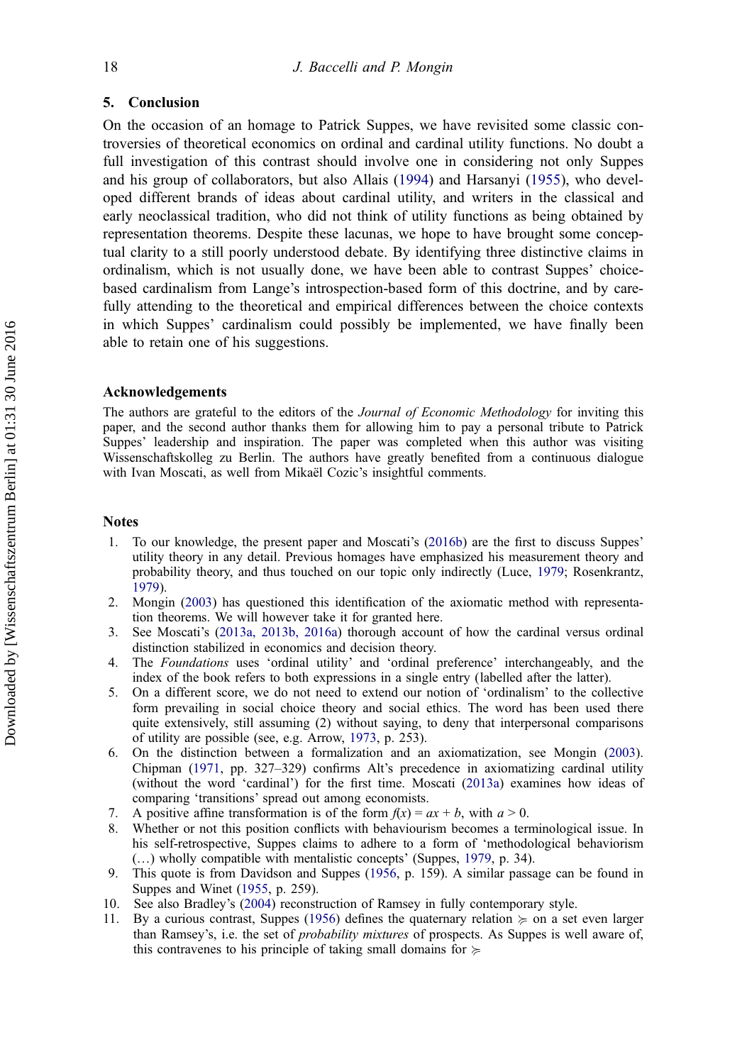## 5. Conclusion

On the occasion of an homage to Patrick Suppes, we have revisited some classic controversies of theoretical economics on ordinal and cardinal utility functions. No doubt a full investigation of this contrast should involve one in considering not only Suppes and his group of collaborators, but also Allais (1994) and Harsanyi (1955), who developed different brands of ideas about cardinal utility, and writers in the classical and early neoclassical tradition, who did not think of utility functions as being obtained by representation theorems. Despite these lacunas, we hope to have brought some conceptual clarity to a still poorly understood debate. By identifying three distinctive claims in ordinalism, which is not usually done, we have been able to contrast Suppes' choice-based cardinalism from Lange's introspection-based form of this doctrine, and by carefully attending to the theoretical and empirical differences between the choice contexts in which Suppes' cardinalism could possibly be implemented, we have finally been able to retain one of his suggestions.

## Acknowledgements

The authors are grateful to the editors of the *Journal of Economic Methodology* for inviting this paper, and the second author thanks them for allowing him to pay a personal tribute to Patrick Suppes' leadership and inspiration. The paper was completed when this author was visiting Wissenschaftskolleg zu Berlin. The authors have greatly benefited from a continuous dialogue with Ivan Moscati, as well from Mikaël Cozic's insightful comments.

## Notes

1. To our knowledge, the present paper and Moscati's (2016b) are the first to discuss Suppes' utility theory in any detail. Previous homages have emphasized his measurement theory and probability theory, and thus touched on our topic only indirectly (Luce, 1979; Rosenkrantz, 1979).
2. Mongin (2003) has questioned this identification of the axiomatic method with representation theorems. We will however take it for granted here.
3. See Moscati's (2013a, 2013b, 2016a) thorough account of how the cardinal versus ordinal distinction stabilized in economics and decision theory.
4. The *Foundations* uses 'ordinal utility' and 'ordinal preference' interchangeably, and the index of the book refers to both expressions in a single entry (labelled after the latter).
5. On a different score, we do not need to extend our notion of 'ordinalism' to the collective form prevailing in social choice theory and social ethics. The word has been used there quite extensively, still assuming (2) without saying, to deny that interpersonal comparisons of utility are possible (see, e.g. Arrow, 1973, p. 253).
6. On the distinction between a formalization and an axiomatization, see Mongin (2003). Chipman (1971, pp. 327–329) confirms Alt's precedence in axiomatizing cardinal utility (without the word 'cardinal') for the first time. Moscati (2013a) examines how ideas of comparing 'transitions' spread out among economists.
7. A positive affine transformation is of the form $f(x) = ax + b$, with $a > 0$.
8. Whether or not this position conflicts with behaviourism becomes a terminological issue. In his self-retrospective, Suppes claims to adhere to a form of 'methodological behaviorism (…) wholly compatible with mentalistic concepts' (Suppes, 1979, p. 34).
9. This quote is from Davidson and Suppes (1956, p. 159). A similar passage can be found in Suppes and Winet (1955, p. 259).
10. See also Bradley's (2004) reconstruction of Ramsey in fully contemporary style.
11. By a curious contrast, Suppes (1956) defines the quaternary relation $\succcurlyeq$ on a set even larger than Ramsey's, i.e. the set of *probability mixtures* of prospects. As Suppes is well aware of, this contravenes to his principle of taking small domains for $\succcurlyeq$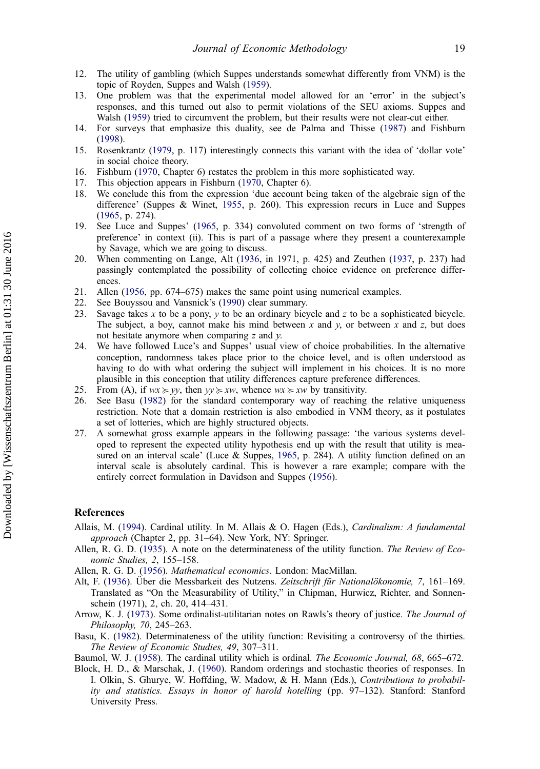12. The utility of gambling (which Suppes understands somewhat differently from VNM) is the topic of Royden, Suppes and Walsh (1959).
13. One problem was that the experimental model allowed for an 'error' in the subject's responses, and this turned out also to permit violations of the SEU axioms. Suppes and Walsh (1959) tried to circumvent the problem, but their results were not clear-cut either.
14. For surveys that emphasize this duality, see de Palma and Thisse (1987) and Fishburn (1998).
15. Rosenkrantz (1979, p. 117) interestingly connects this variant with the idea of 'dollar vote' in social choice theory.
16. Fishburn (1970, Chapter 6) restates the problem in this more sophisticated way.
17. This objection appears in Fishburn (1970, Chapter 6).
18. We conclude this from the expression 'due account being taken of the algebraic sign of the difference' (Suppes & Winet, 1955, p. 260). This expression recurs in Luce and Suppes (1965, p. 274).
19. See Luce and Suppes' (1965, p. 334) convoluted comment on two forms of 'strength of preference' in context (ii). This is part of a passage where they present a counterexample by Savage, which we are going to discuss.
20. When commenting on Lange, Alt (1936, in 1971, p. 425) and Zeuthen (1937, p. 237) had passingly contemplated the possibility of collecting choice evidence on preference differences.
21. Allen (1956, pp. 674–675) makes the same point using numerical examples.
22. See Bouyssou and Vansnick's (1990) clear summary.
23. Savage takes $x$ to be a pony, $y$ to be an ordinary bicycle and $z$ to be a sophisticated bicycle. The subject, a boy, cannot make his mind between $x$ and $y$, or between $x$ and $z$, but does not hesitate anymore when comparing $z$ and $y$.
24. We have followed Luce's and Suppes' usual view of choice probabilities. In the alternative conception, randomness takes place prior to the choice level, and is often understood as having to do with what ordering the subject will implement in his choices. It is no more plausible in this conception that utility differences capture preference differences.
25. From (A), if $wx \succcurlyeq yy$, then $yy \succcurlyeq xw$, whence $wx \succcurlyeq xw$ by transitivity.
26. See Basu (1982) for the standard contemporary way of reaching the relative uniqueness restriction. Note that a domain restriction is also embodied in VNM theory, as it postulates a set of lotteries, which are highly structured objects.
27. A somewhat gross example appears in the following passage: 'the various systems developed to represent the expected utility hypothesis end up with the result that utility is measured on an interval scale' (Luce & Suppes, 1965, p. 284). A utility function defined on an interval scale is absolutely cardinal. This is however a rare example; compare with the entirely correct formulation in Davidson and Suppes (1956).

## References

Allais, M. (1994). Cardinal utility. In M. Allais & O. Hagen (Eds.), *Cardinalism: A fundamental approach* (Chapter 2, pp. 31–64). New York, NY: Springer.

Allen, R. G. D. (1935). A note on the determinateness of the utility function. *The Review of Economic Studies, 2*, 155–158.

Allen, R. G. D. (1956). *Mathematical economics*. London: MacMillan.

Alt, F. (1936). Über die Messbarkeit des Nutzens. *Zeitschrift für Nationalökonomie, 7*, 161–169. Translated as "On the Measurability of Utility," in Chipman, Hurwicz, Richter, and Sonnenschein (1971), 2, ch. 20, 414–431.

Arrow, K. J. (1973). Some ordinalist-utilitarian notes on Rawls's theory of justice. *The Journal of Philosophy, 70*, 245–263.

Basu, K. (1982). Determinateness of the utility function: Revisiting a controversy of the thirties. *The Review of Economic Studies, 49*, 307–311.

Baumol, W. J. (1958). The cardinal utility which is ordinal. *The Economic Journal, 68*, 665–672.

Block, H. D., & Marschak, J. (1960). Random orderings and stochastic theories of responses. In I. Olkin, S. Ghurye, W. Hoffding, W. Madow, & H. Mann (Eds.), *Contributions to probability and statistics. Essays in honor of harold hotelling* (pp. 97–132). Stanford: Stanford University Press.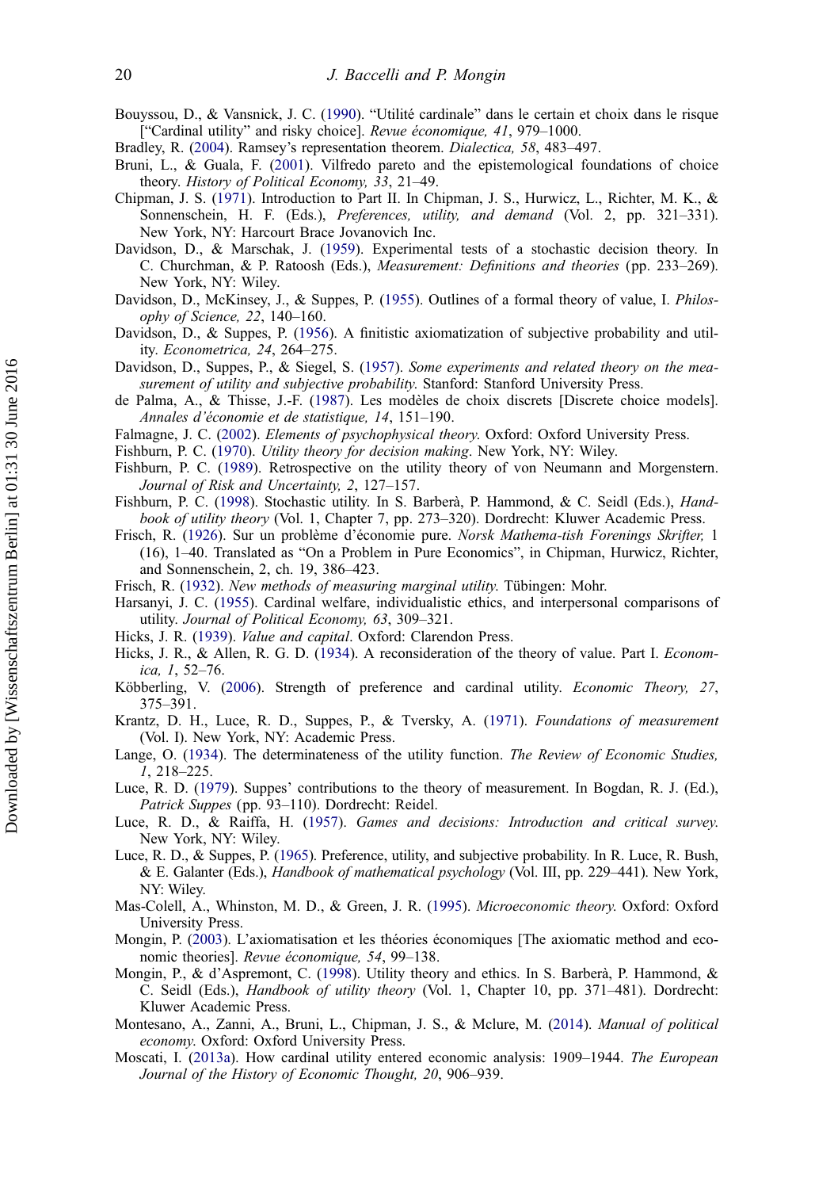Bouyssou, D., & Vansnick, J. C. (1990). "Utilité cardinale" dans le certain et choix dans le risque ["Cardinal utility" and risky choice]. *Revue économique, 41*, 979–1000.

Bradley, R. (2004). Ramsey's representation theorem. *Dialectica, 58*, 483–497.

Bruni, L., & Guala, F. (2001). Vilfredo pareto and the epistemological foundations of choice theory. *History of Political Economy, 33*, 21–49.

Chipman, J. S. (1971). Introduction to Part II. In Chipman, J. S., Hurwicz, L., Richter, M. K., & Sonnenschein, H. F. (Eds.), *Preferences, utility, and demand* (Vol. 2, pp. 321–331). New York, NY: Harcourt Brace Jovanovich Inc.

Davidson, D., & Marschak, J. (1959). Experimental tests of a stochastic decision theory. In C. Churchman, & P. Ratoosh (Eds.), *Measurement: Definitions and theories* (pp. 233–269). New York, NY: Wiley.

Davidson, D., McKinsey, J., & Suppes, P. (1955). Outlines of a formal theory of value, I. *Philosophy of Science, 22*, 140–160.

Davidson, D., & Suppes, P. (1956). A finitistic axiomatization of subjective probability and utility. *Econometrica, 24*, 264–275.

Davidson, D., Suppes, P., & Siegel, S. (1957). *Some experiments and related theory on the measurement of utility and subjective probability.* Stanford: Stanford University Press.

de Palma, A., & Thisse, J.-F. (1987). Les modèles de choix discrets [Discrete choice models]. *Annales d'économie et de statistique, 14*, 151–190.

Falmagne, J. C. (2002). *Elements of psychophysical theory.* Oxford: Oxford University Press.

Fishburn, P. C. (1970). *Utility theory for decision making*. New York, NY: Wiley.

Fishburn, P. C. (1989). Retrospective on the utility theory of von Neumann and Morgenstern. *Journal of Risk and Uncertainty, 2*, 127–157.

Fishburn, P. C. (1998). Stochastic utility. In S. Barberà, P. Hammond, & C. Seidl (Eds.), *Handbook of utility theory* (Vol. 1, Chapter 7, pp. 273–320). Dordrecht: Kluwer Academic Press.

Frisch, R. (1926). Sur un problème d'économie pure. *Norsk Mathema-tish Forenings Skrifter,* 1 (16), 1–40. Translated as "On a Problem in Pure Economics", in Chipman, Hurwicz, Richter, and Sonnenschein, 2, ch. 19, 386–423.

Frisch, R. (1932). *New methods of measuring marginal utility.* Tübingen: Mohr.

Harsanyi, J. C. (1955). Cardinal welfare, individualistic ethics, and interpersonal comparisons of utility. *Journal of Political Economy, 63*, 309–321.

Hicks, J. R. (1939). *Value and capital*. Oxford: Clarendon Press.

Hicks, J. R., & Allen, R. G. D. (1934). A reconsideration of the theory of value. Part I. *Economica, 1*, 52–76.

Köbberling, V. (2006). Strength of preference and cardinal utility. *Economic Theory, 27*, 375–391.

Krantz, D. H., Luce, R. D., Suppes, P., & Tversky, A. (1971). *Foundations of measurement* (Vol. I). New York, NY: Academic Press.

Lange, O. (1934). The determinateness of the utility function. *The Review of Economic Studies, 1*, 218–225.

Luce, R. D. (1979). Suppes' contributions to the theory of measurement. In Bogdan, R. J. (Ed.), *Patrick Suppes* (pp. 93–110). Dordrecht: Reidel.

Luce, R. D., & Raiffa, H. (1957). *Games and decisions: Introduction and critical survey.* New York, NY: Wiley.

Luce, R. D., & Suppes, P. (1965). Preference, utility, and subjective probability. In R. Luce, R. Bush, & E. Galanter (Eds.), *Handbook of mathematical psychology* (Vol. III, pp. 229–441). New York, NY: Wiley.

Mas-Colell, A., Whinston, M. D., & Green, J. R. (1995). *Microeconomic theory.* Oxford: Oxford University Press.

Mongin, P. (2003). L'axiomatisation et les théories économiques [The axiomatic method and economic theories]. *Revue économique, 54*, 99–138.

Mongin, P., & d'Aspremont, C. (1998). Utility theory and ethics. In S. Barberà, P. Hammond, & C. Seidl (Eds.), *Handbook of utility theory* (Vol. 1, Chapter 10, pp. 371–481). Dordrecht: Kluwer Academic Press.

Montesano, A., Zanni, A., Bruni, L., Chipman, J. S., & Mclure, M. (2014). *Manual of political economy.* Oxford: Oxford University Press.

Moscati, I. (2013a). How cardinal utility entered economic analysis: 1909–1944. *The European Journal of the History of Economic Thought, 20*, 906–939.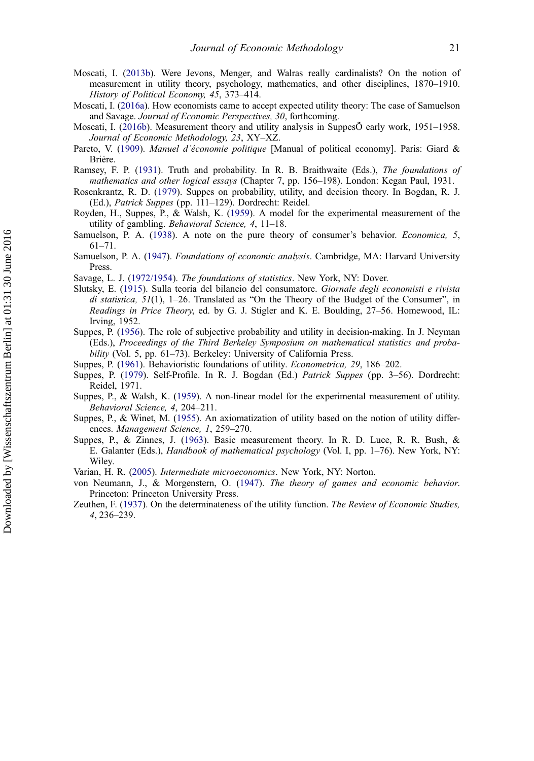Moscati, I. (2013b). Were Jevons, Menger, and Walras really cardinalists? On the notion of measurement in utility theory, psychology, mathematics, and other disciplines, 1870–1910. *History of Political Economy, 45*, 373–414.

Moscati, I. (2016a). How economists came to accept expected utility theory: The case of Samuelson and Savage. *Journal of Economic Perspectives, 30*, forthcoming.

Moscati, I. (2016b). Measurement theory and utility analysis in SuppesÕ early work, 1951–1958. *Journal of Economic Methodology, 23*, XY–XZ.

Pareto, V. (1909). *Manuel d'économie politique* [Manual of political economy]. Paris: Giard & Brière.

Ramsey, F. P. (1931). Truth and probability. In R. B. Braithwaite (Eds.), *The foundations of mathematics and other logical essays* (Chapter 7, pp. 156–198). London: Kegan Paul, 1931.

Rosenkrantz, R. D. (1979). Suppes on probability, utility, and decision theory. In Bogdan, R. J. (Ed.), *Patrick Suppes* (pp. 111–129). Dordrecht: Reidel.

Royden, H., Suppes, P., & Walsh, K. (1959). A model for the experimental measurement of the utility of gambling. *Behavioral Science, 4*, 11–18.

Samuelson, P. A. (1938). A note on the pure theory of consumer's behavior. *Economica, 5*, 61–71.

Samuelson, P. A. (1947). *Foundations of economic analysis*. Cambridge, MA: Harvard University Press.

Savage, L. J. (1972/1954). *The foundations of statistics*. New York, NY: Dover.

Slutsky, E. (1915). Sulla teoria del bilancio del consumatore. *Giornale degli economisti e rivista di statistica, 51*(1), 1–26. Translated as "On the Theory of the Budget of the Consumer", in *Readings in Price Theory*, ed. by G. J. Stigler and K. E. Boulding, 27–56. Homewood, IL: Irving, 1952.

Suppes, P. (1956). The role of subjective probability and utility in decision-making. In J. Neyman (Eds.), *Proceedings of the Third Berkeley Symposium on mathematical statistics and probability* (Vol. 5, pp. 61–73). Berkeley: University of California Press.

Suppes, P. (1961). Behavioristic foundations of utility. *Econometrica, 29*, 186–202.

Suppes, P. (1979). Self-Profile. In R. J. Bogdan (Ed.) *Patrick Suppes* (pp. 3–56). Dordrecht: Reidel, 1971.

Suppes, P., & Walsh, K. (1959). A non-linear model for the experimental measurement of utility. *Behavioral Science, 4*, 204–211.

Suppes, P., & Winet, M. (1955). An axiomatization of utility based on the notion of utility differences. *Management Science, 1*, 259–270.

Suppes, P., & Zinnes, J. (1963). Basic measurement theory. In R. D. Luce, R. R. Bush, & E. Galanter (Eds.), *Handbook of mathematical psychology* (Vol. I, pp. 1–76). New York, NY: Wiley.

Varian, H. R. (2005). *Intermediate microeconomics*. New York, NY: Norton.

von Neumann, J., & Morgenstern, O. (1947). *The theory of games and economic behavior*. Princeton: Princeton University Press.

Zeuthen, F. (1937). On the determinateness of the utility function. *The Review of Economic Studies, 4*, 236–239.